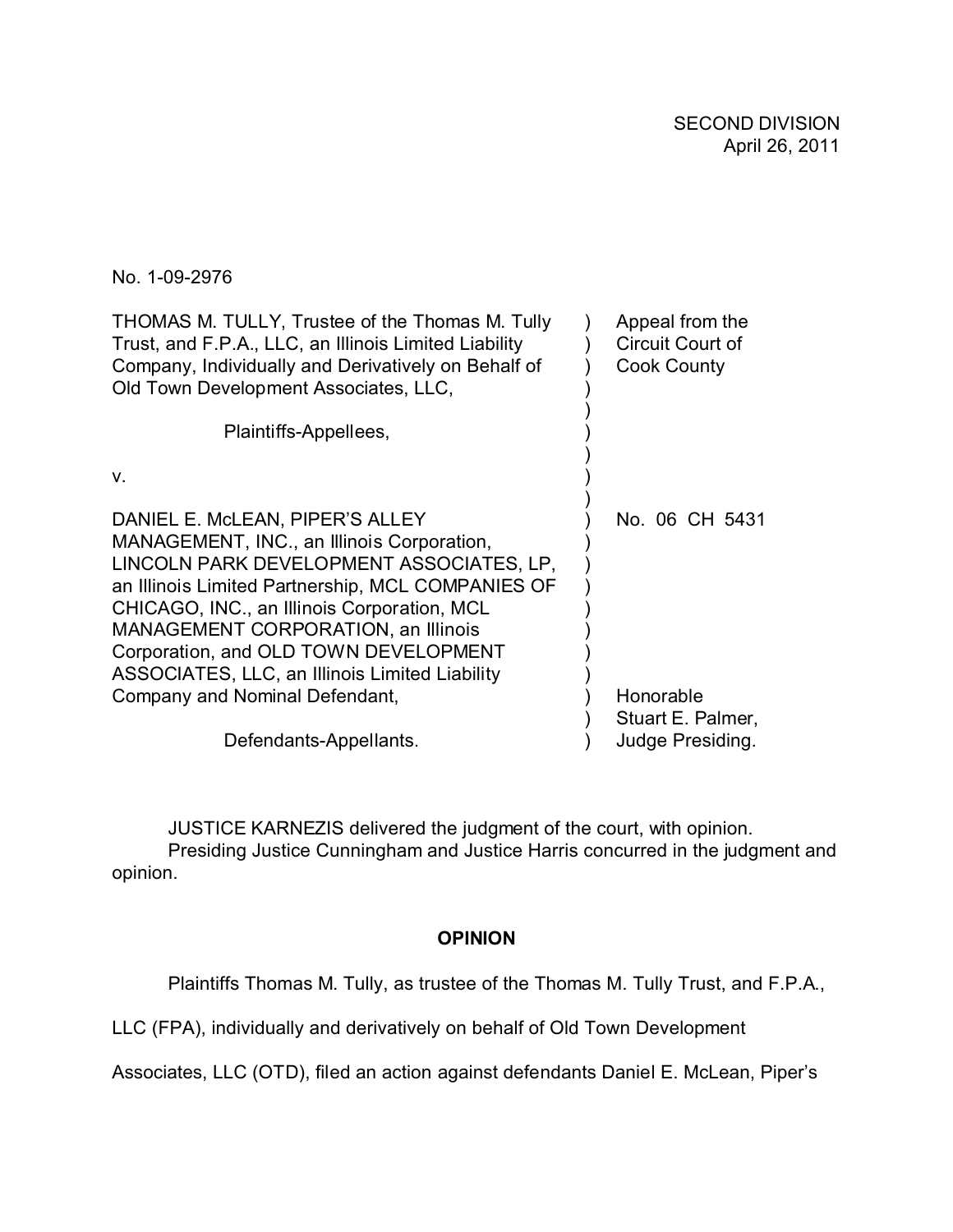SECOND DIVISION
April 26, 2011

No. 1-09-2976

| | | |
|---|---|---|
| THOMAS M. TULLY, Trustee of the Thomas M. Tully Trust, and F.P.A., LLC, an Illinois Limited Liability Company, Individually and Derivatively on Behalf of Old Town Development Associates, LLC, | ) | Appeal from the Circuit Court of Cook County |
| Plaintiffs-Appellees, | ) | |
| v. | ) | |
| DANIEL E. McLEAN, PIPER'S ALLEY MANAGEMENT, INC., an Illinois Corporation, LINCOLN PARK DEVELOPMENT ASSOCIATES, LP, an Illinois Limited Partnership, MCL COMPANIES OF CHICAGO, INC., an Illinois Corporation, MCL MANAGEMENT CORPORATION, an Illinois Corporation, and OLD TOWN DEVELOPMENT ASSOCIATES, LLC, an Illinois Limited Liability Company and Nominal Defendant, | ) | No. 06 CH 5431 |
| | ) | Honorable Stuart E. Palmer, Judge Presiding. |
| Defendants-Appellants. | ) | |

JUSTICE KARNEZIS delivered the judgment of the court, with opinion.
Presiding Justice Cunningham and Justice Harris concurred in the judgment and opinion.

## OPINION

Plaintiffs Thomas M. Tully, as trustee of the Thomas M. Tully Trust, and F.P.A., LLC (FPA), individually and derivatively on behalf of Old Town Development Associates, LLC (OTD), filed an action against defendants Daniel E. McLean, Piper's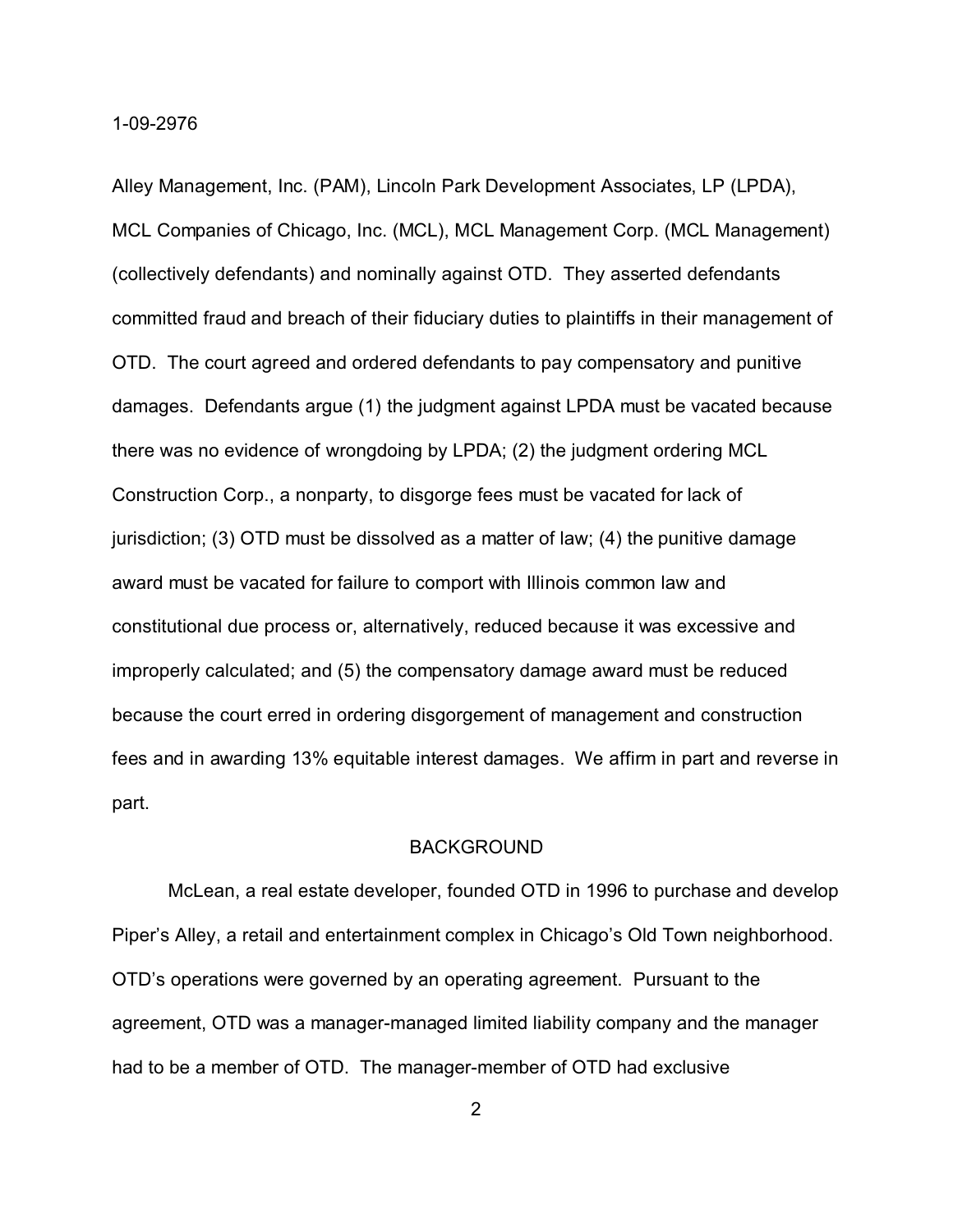Alley Management, Inc. (PAM), Lincoln Park Development Associates, LP (LPDA), MCL Companies of Chicago, Inc. (MCL), MCL Management Corp. (MCL Management) (collectively defendants) and nominally against OTD. They asserted defendants committed fraud and breach of their fiduciary duties to plaintiffs in their management of OTD. The court agreed and ordered defendants to pay compensatory and punitive damages. Defendants argue (1) the judgment against LPDA must be vacated because there was no evidence of wrongdoing by LPDA; (2) the judgment ordering MCL Construction Corp., a nonparty, to disgorge fees must be vacated for lack of jurisdiction; (3) OTD must be dissolved as a matter of law; (4) the punitive damage award must be vacated for failure to comport with Illinois common law and constitutional due process or, alternatively, reduced because it was excessive and improperly calculated; and (5) the compensatory damage award must be reduced because the court erred in ordering disgorgement of management and construction fees and in awarding 13% equitable interest damages. We affirm in part and reverse in part.

## BACKGROUND

McLean, a real estate developer, founded OTD in 1996 to purchase and develop Piper's Alley, a retail and entertainment complex in Chicago's Old Town neighborhood. OTD's operations were governed by an operating agreement. Pursuant to the agreement, OTD was a manager-managed limited liability company and the manager had to be a member of OTD. The manager-member of OTD had exclusive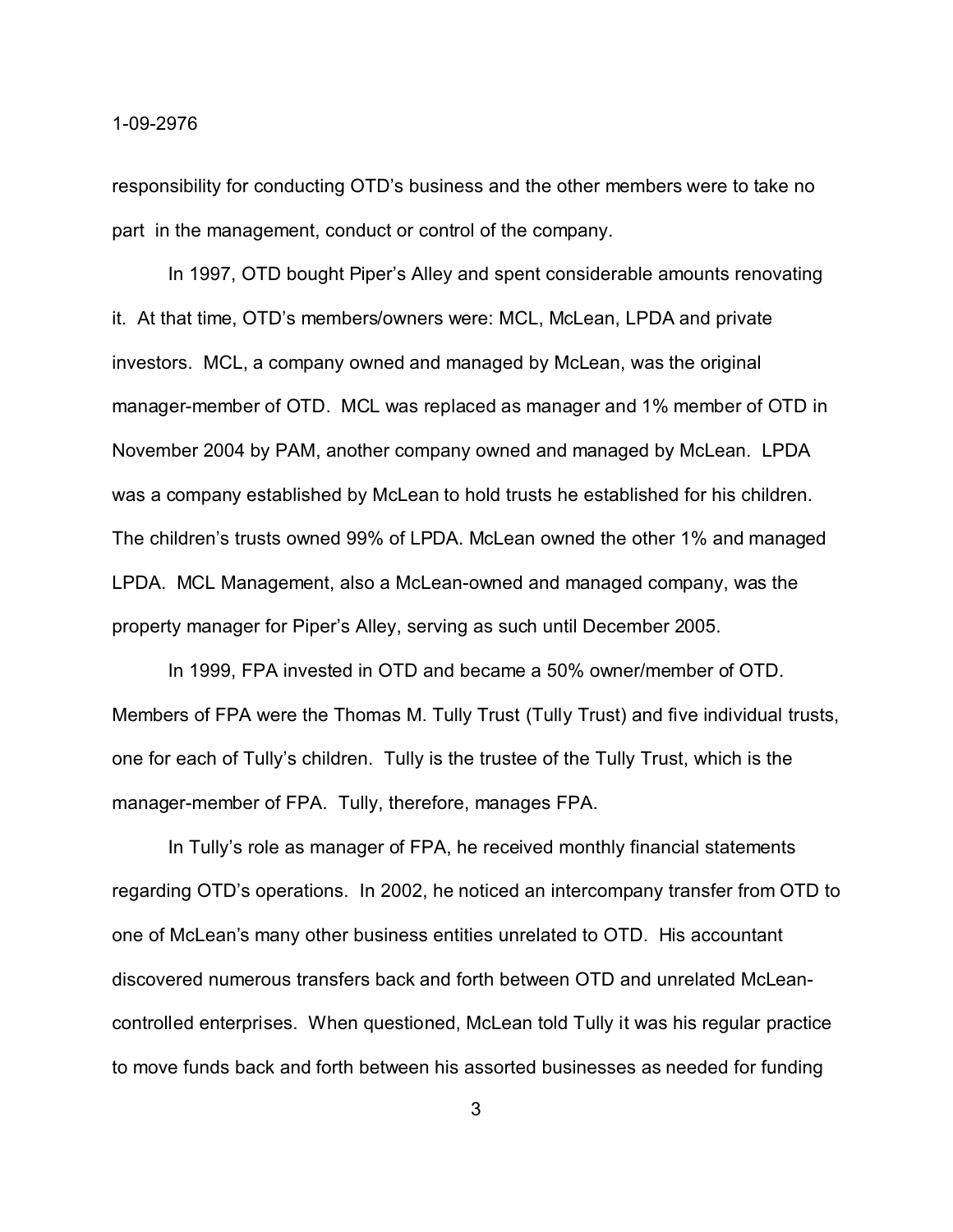responsibility for conducting OTD's business and the other members were to take no part in the management, conduct or control of the company.

In 1997, OTD bought Piper's Alley and spent considerable amounts renovating it. At that time, OTD's members/owners were: MCL, McLean, LPDA and private investors. MCL, a company owned and managed by McLean, was the original manager-member of OTD. MCL was replaced as manager and 1% member of OTD in November 2004 by PAM, another company owned and managed by McLean. LPDA was a company established by McLean to hold trusts he established for his children. The children's trusts owned 99% of LPDA. McLean owned the other 1% and managed LPDA. MCL Management, also a McLean-owned and managed company, was the property manager for Piper's Alley, serving as such until December 2005.

In 1999, FPA invested in OTD and became a 50% owner/member of OTD. Members of FPA were the Thomas M. Tully Trust (Tully Trust) and five individual trusts, one for each of Tully's children. Tully is the trustee of the Tully Trust, which is the manager-member of FPA. Tully, therefore, manages FPA.

In Tully's role as manager of FPA, he received monthly financial statements regarding OTD's operations. In 2002, he noticed an intercompany transfer from OTD to one of McLean's many other business entities unrelated to OTD. His accountant discovered numerous transfers back and forth between OTD and unrelated McLean-controlled enterprises. When questioned, McLean told Tully it was his regular practice to move funds back and forth between his assorted businesses as needed for funding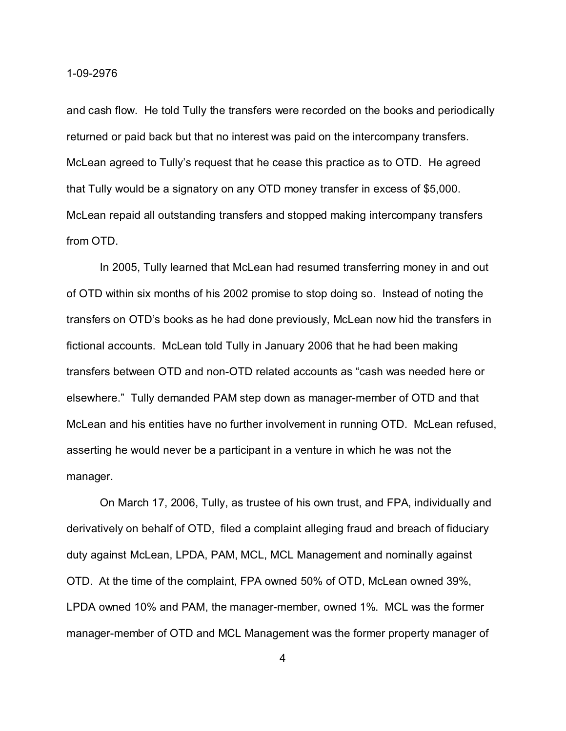and cash flow. He told Tully the transfers were recorded on the books and periodically returned or paid back but that no interest was paid on the intercompany transfers. McLean agreed to Tully's request that he cease this practice as to OTD. He agreed that Tully would be a signatory on any OTD money transfer in excess of $5,000. McLean repaid all outstanding transfers and stopped making intercompany transfers from OTD.

In 2005, Tully learned that McLean had resumed transferring money in and out of OTD within six months of his 2002 promise to stop doing so. Instead of noting the transfers on OTD's books as he had done previously, McLean now hid the transfers in fictional accounts. McLean told Tully in January 2006 that he had been making transfers between OTD and non-OTD related accounts as "cash was needed here or elsewhere." Tully demanded PAM step down as manager-member of OTD and that McLean and his entities have no further involvement in running OTD. McLean refused, asserting he would never be a participant in a venture in which he was not the manager.

On March 17, 2006, Tully, as trustee of his own trust, and FPA, individually and derivatively on behalf of OTD, filed a complaint alleging fraud and breach of fiduciary duty against McLean, LPDA, PAM, MCL, MCL Management and nominally against OTD. At the time of the complaint, FPA owned 50% of OTD, McLean owned 39%, LPDA owned 10% and PAM, the manager-member, owned 1%. MCL was the former manager-member of OTD and MCL Management was the former property manager of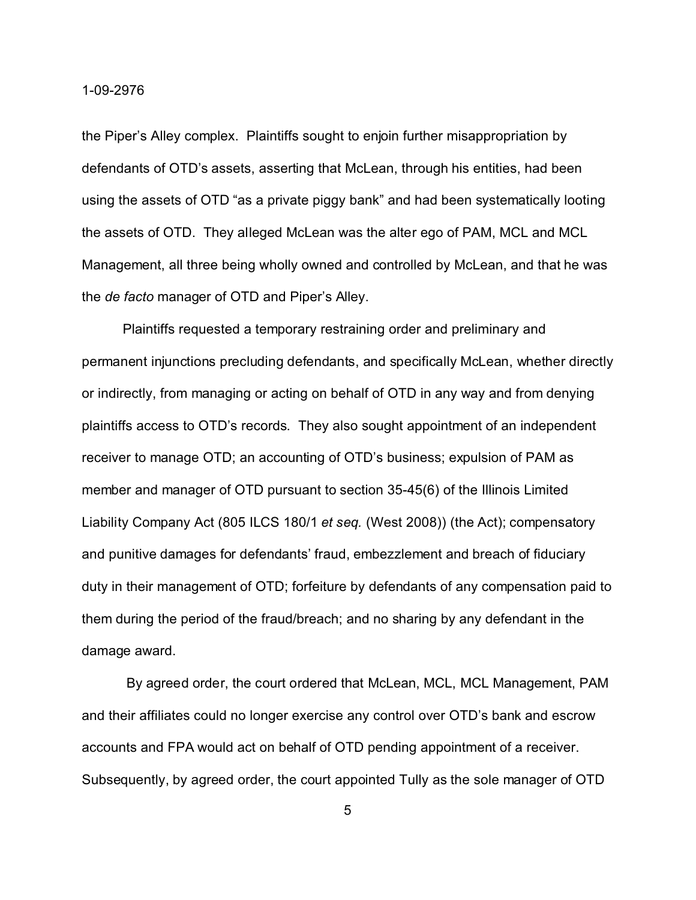the Piper's Alley complex. Plaintiffs sought to enjoin further misappropriation by defendants of OTD's assets, asserting that McLean, through his entities, had been using the assets of OTD "as a private piggy bank" and had been systematically looting the assets of OTD. They alleged McLean was the alter ego of PAM, MCL and MCL Management, all three being wholly owned and controlled by McLean, and that he was the *de facto* manager of OTD and Piper's Alley.

Plaintiffs requested a temporary restraining order and preliminary and permanent injunctions precluding defendants, and specifically McLean, whether directly or indirectly, from managing or acting on behalf of OTD in any way and from denying plaintiffs access to OTD's records. They also sought appointment of an independent receiver to manage OTD; an accounting of OTD's business; expulsion of PAM as member and manager of OTD pursuant to section 35-45(6) of the Illinois Limited Liability Company Act (805 ILCS 180/1 *et seq.* (West 2008)) (the Act); compensatory and punitive damages for defendants' fraud, embezzlement and breach of fiduciary duty in their management of OTD; forfeiture by defendants of any compensation paid to them during the period of the fraud/breach; and no sharing by any defendant in the damage award.

By agreed order, the court ordered that McLean, MCL, MCL Management, PAM and their affiliates could no longer exercise any control over OTD's bank and escrow accounts and FPA would act on behalf of OTD pending appointment of a receiver. Subsequently, by agreed order, the court appointed Tully as the sole manager of OTD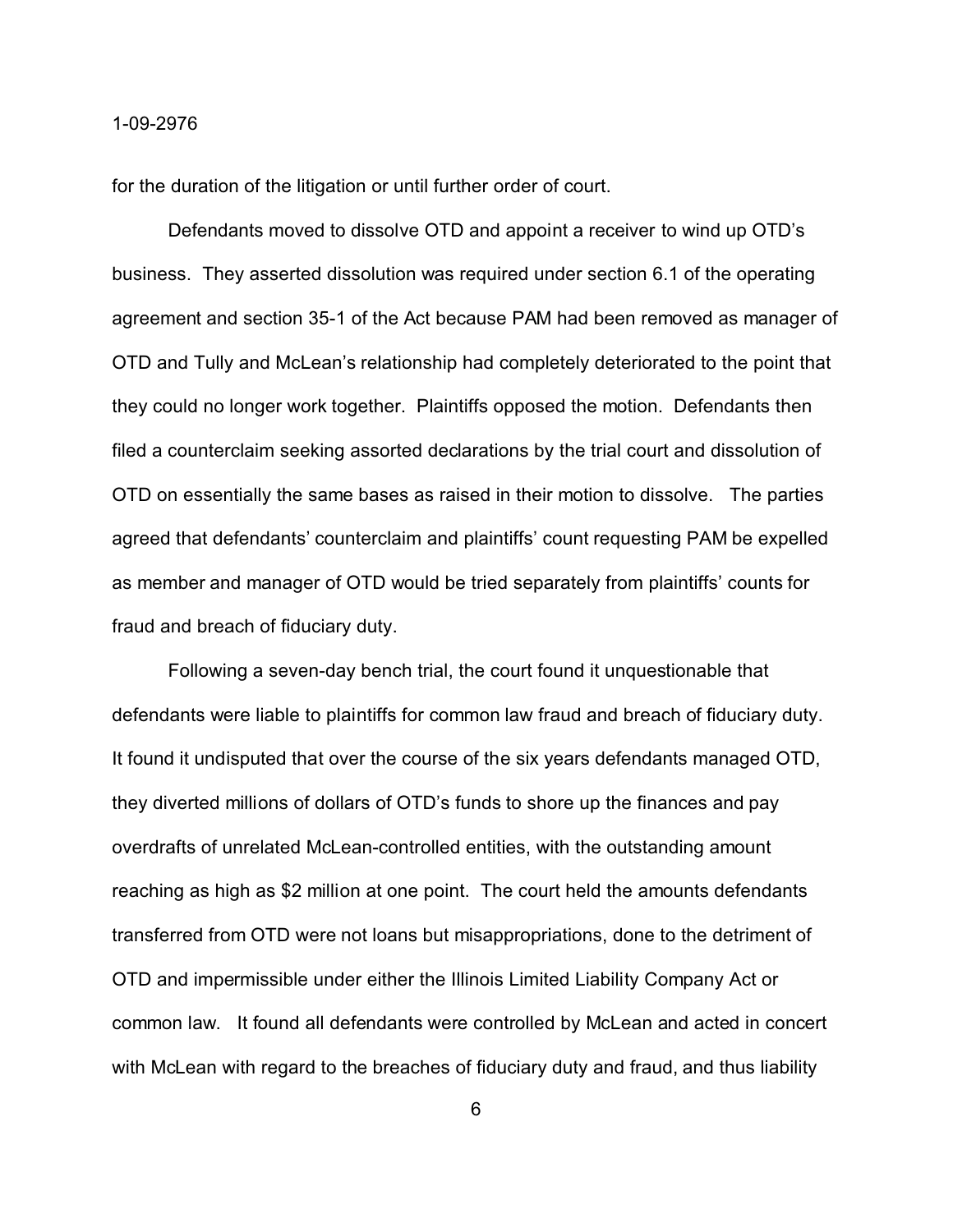for the duration of the litigation or until further order of court.

Defendants moved to dissolve OTD and appoint a receiver to wind up OTD's business. They asserted dissolution was required under section 6.1 of the operating agreement and section 35-1 of the Act because PAM had been removed as manager of OTD and Tully and McLean's relationship had completely deteriorated to the point that they could no longer work together. Plaintiffs opposed the motion. Defendants then filed a counterclaim seeking assorted declarations by the trial court and dissolution of OTD on essentially the same bases as raised in their motion to dissolve. The parties agreed that defendants' counterclaim and plaintiffs' count requesting PAM be expelled as member and manager of OTD would be tried separately from plaintiffs' counts for fraud and breach of fiduciary duty.

Following a seven-day bench trial, the court found it unquestionable that defendants were liable to plaintiffs for common law fraud and breach of fiduciary duty. It found it undisputed that over the course of the six years defendants managed OTD, they diverted millions of dollars of OTD's funds to shore up the finances and pay overdrafts of unrelated McLean-controlled entities, with the outstanding amount reaching as high as $2 million at one point. The court held the amounts defendants transferred from OTD were not loans but misappropriations, done to the detriment of OTD and impermissible under either the Illinois Limited Liability Company Act or common law. It found all defendants were controlled by McLean and acted in concert with McLean with regard to the breaches of fiduciary duty and fraud, and thus liability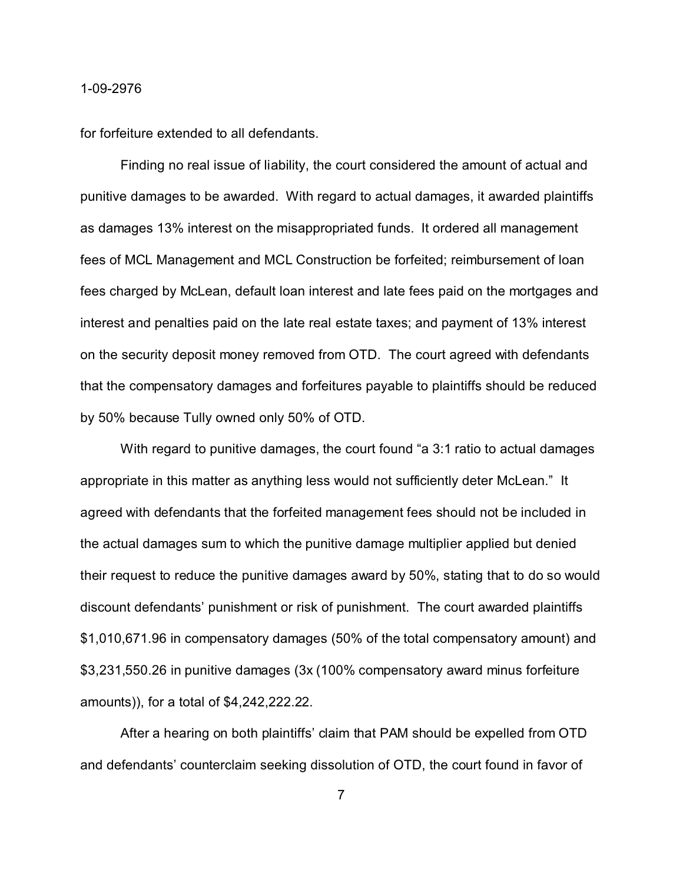for forfeiture extended to all defendants.

Finding no real issue of liability, the court considered the amount of actual and punitive damages to be awarded. With regard to actual damages, it awarded plaintiffs as damages 13% interest on the misappropriated funds. It ordered all management fees of MCL Management and MCL Construction be forfeited; reimbursement of loan fees charged by McLean, default loan interest and late fees paid on the mortgages and interest and penalties paid on the late real estate taxes; and payment of 13% interest on the security deposit money removed from OTD. The court agreed with defendants that the compensatory damages and forfeitures payable to plaintiffs should be reduced by 50% because Tully owned only 50% of OTD.

With regard to punitive damages, the court found "a 3:1 ratio to actual damages appropriate in this matter as anything less would not sufficiently deter McLean." It agreed with defendants that the forfeited management fees should not be included in the actual damages sum to which the punitive damage multiplier applied but denied their request to reduce the punitive damages award by 50%, stating that to do so would discount defendants' punishment or risk of punishment. The court awarded plaintiffs $1,010,671.96 in compensatory damages (50% of the total compensatory amount) and $3,231,550.26 in punitive damages (3x (100% compensatory award minus forfeiture amounts)), for a total of $4,242,222.22.

After a hearing on both plaintiffs' claim that PAM should be expelled from OTD and defendants' counterclaim seeking dissolution of OTD, the court found in favor of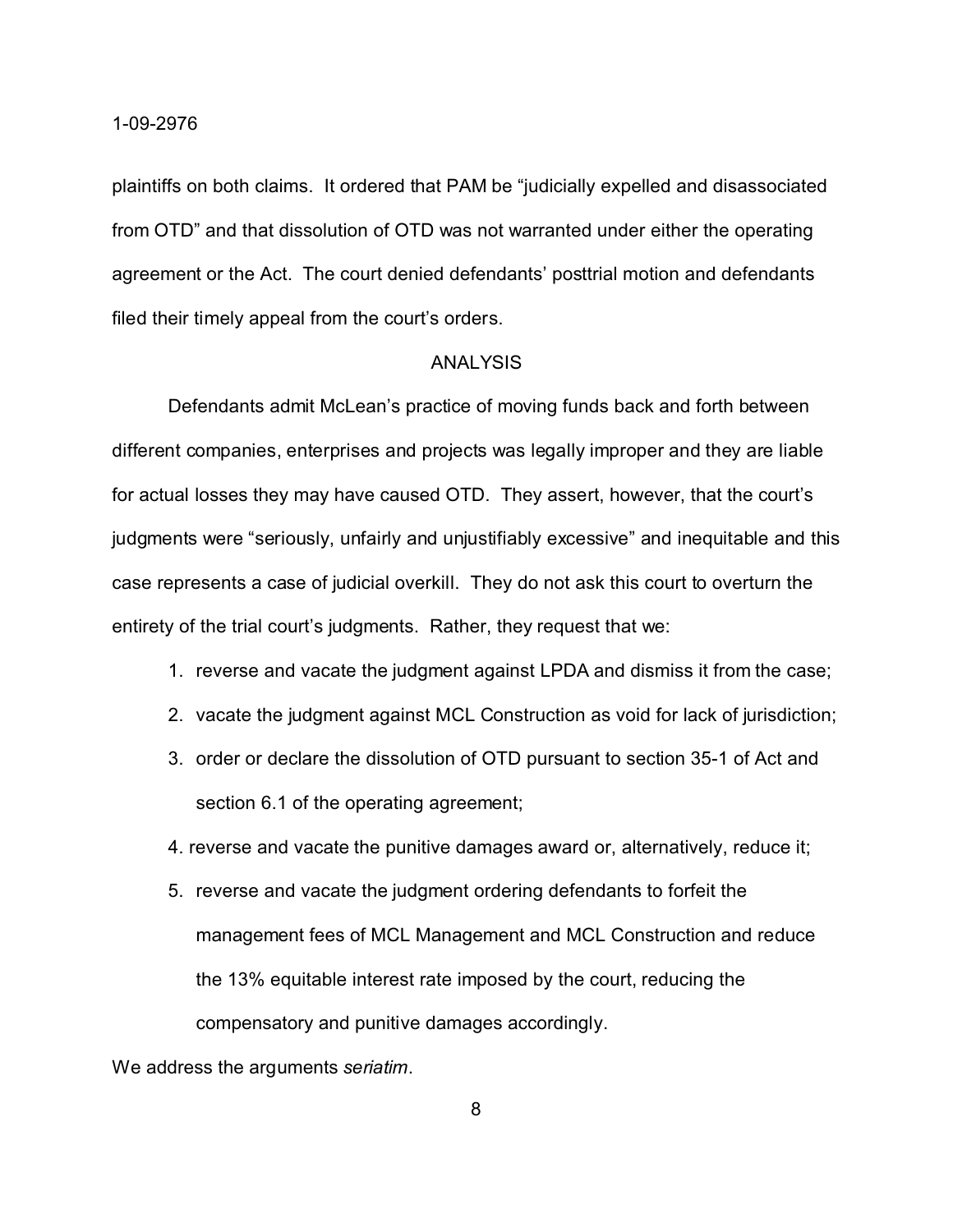plaintiffs on both claims. It ordered that PAM be "judicially expelled and disassociated from OTD" and that dissolution of OTD was not warranted under either the operating agreement or the Act. The court denied defendants' posttrial motion and defendants filed their timely appeal from the court's orders.

## ANALYSIS

Defendants admit McLean's practice of moving funds back and forth between different companies, enterprises and projects was legally improper and they are liable for actual losses they may have caused OTD. They assert, however, that the court's judgments were "seriously, unfairly and unjustifiably excessive" and inequitable and this case represents a case of judicial overkill. They do not ask this court to overturn the entirety of the trial court's judgments. Rather, they request that we:

1. reverse and vacate the judgment against LPDA and dismiss it from the case;
2. vacate the judgment against MCL Construction as void for lack of jurisdiction;
3. order or declare the dissolution of OTD pursuant to section 35-1 of Act and section 6.1 of the operating agreement;
4. reverse and vacate the punitive damages award or, alternatively, reduce it;
5. reverse and vacate the judgment ordering defendants to forfeit the management fees of MCL Management and MCL Construction and reduce the 13% equitable interest rate imposed by the court, reducing the compensatory and punitive damages accordingly.

We address the arguments *seriatim*.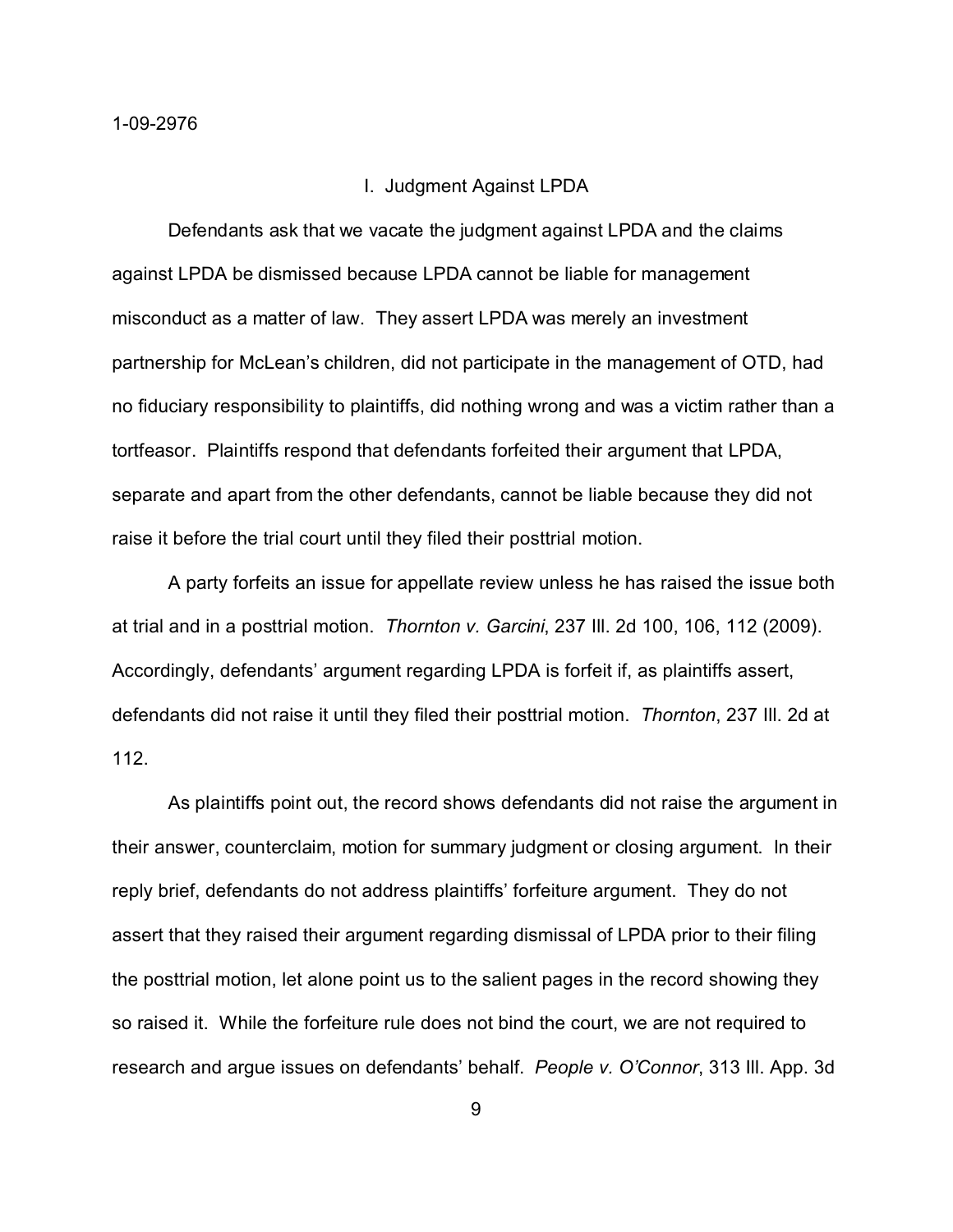## I. Judgment Against LPDA

Defendants ask that we vacate the judgment against LPDA and the claims against LPDA be dismissed because LPDA cannot be liable for management misconduct as a matter of law. They assert LPDA was merely an investment partnership for McLean's children, did not participate in the management of OTD, had no fiduciary responsibility to plaintiffs, did nothing wrong and was a victim rather than a tortfeasor. Plaintiffs respond that defendants forfeited their argument that LPDA, separate and apart from the other defendants, cannot be liable because they did not raise it before the trial court until they filed their posttrial motion.

A party forfeits an issue for appellate review unless he has raised the issue both at trial and in a posttrial motion. *Thornton v. Garcini*, 237 Ill. 2d 100, 106, 112 (2009). Accordingly, defendants' argument regarding LPDA is forfeit if, as plaintiffs assert, defendants did not raise it until they filed their posttrial motion. *Thornton*, 237 Ill. 2d at 112.

As plaintiffs point out, the record shows defendants did not raise the argument in their answer, counterclaim, motion for summary judgment or closing argument. In their reply brief, defendants do not address plaintiffs' forfeiture argument. They do not assert that they raised their argument regarding dismissal of LPDA prior to their filing the posttrial motion, let alone point us to the salient pages in the record showing they so raised it. While the forfeiture rule does not bind the court, we are not required to research and argue issues on defendants' behalf. *People v. O'Connor*, 313 Ill. App. 3d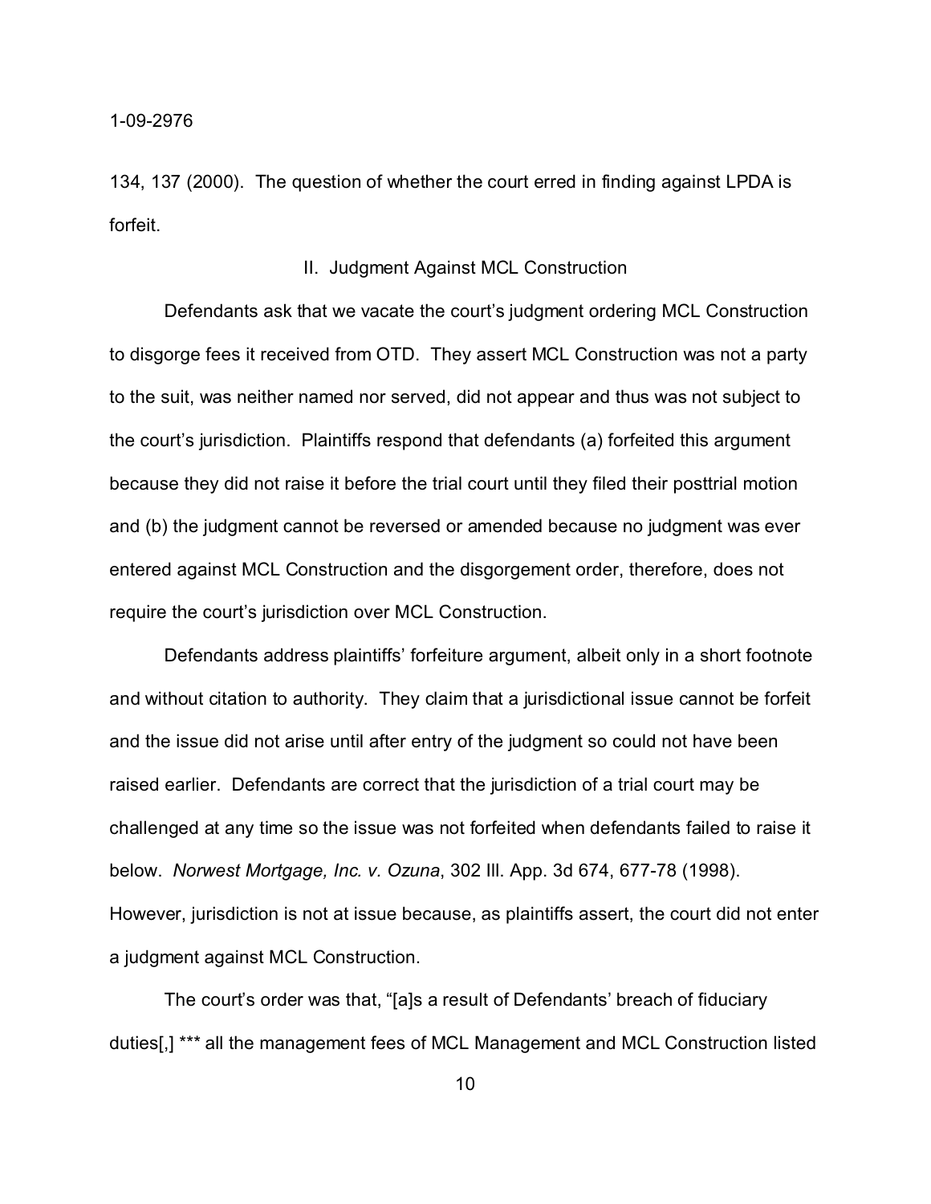134, 137 (2000). The question of whether the court erred in finding against LPDA is forfeit.

## II. Judgment Against MCL Construction

Defendants ask that we vacate the court's judgment ordering MCL Construction to disgorge fees it received from OTD. They assert MCL Construction was not a party to the suit, was neither named nor served, did not appear and thus was not subject to the court's jurisdiction. Plaintiffs respond that defendants (a) forfeited this argument because they did not raise it before the trial court until they filed their posttrial motion and (b) the judgment cannot be reversed or amended because no judgment was ever entered against MCL Construction and the disgorgement order, therefore, does not require the court's jurisdiction over MCL Construction.

Defendants address plaintiffs' forfeiture argument, albeit only in a short footnote and without citation to authority. They claim that a jurisdictional issue cannot be forfeit and the issue did not arise until after entry of the judgment so could not have been raised earlier. Defendants are correct that the jurisdiction of a trial court may be challenged at any time so the issue was not forfeited when defendants failed to raise it below. *Norwest Mortgage, Inc. v. Ozuna*, 302 Ill. App. 3d 674, 677-78 (1998). However, jurisdiction is not at issue because, as plaintiffs assert, the court did not enter a judgment against MCL Construction.

The court's order was that, "[a]s a result of Defendants' breach of fiduciary duties[,] *** all the management fees of MCL Management and MCL Construction listed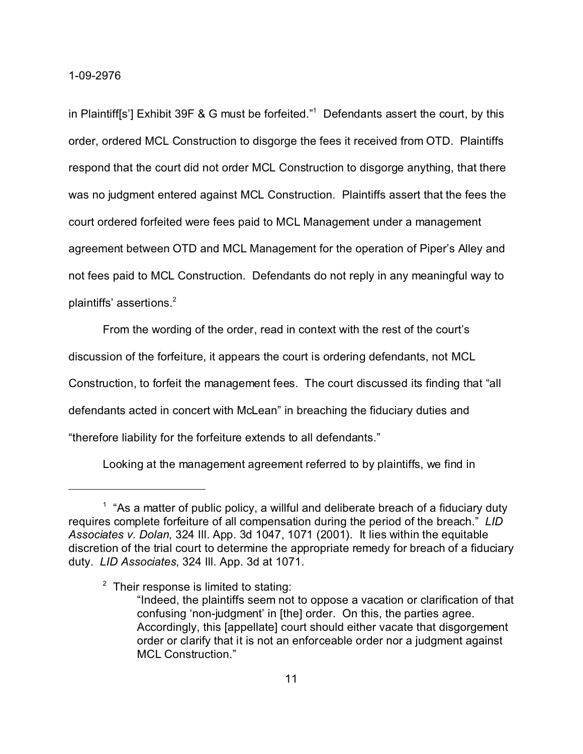in Plaintiff[s'] Exhibit 39F & G must be forfeited."[1] Defendants assert the court, by this order, ordered MCL Construction to disgorge the fees it received from OTD. Plaintiffs respond that the court did not order MCL Construction to disgorge anything, that there was no judgment entered against MCL Construction. Plaintiffs assert that the fees the court ordered forfeited were fees paid to MCL Management under a management agreement between OTD and MCL Management for the operation of Piper's Alley and not fees paid to MCL Construction. Defendants do not reply in any meaningful way to plaintiffs' assertions.[2]

From the wording of the order, read in context with the rest of the court's discussion of the forfeiture, it appears the court is ordering defendants, not MCL Construction, to forfeit the management fees. The court discussed its finding that "all defendants acted in concert with McLean" in breaching the fiduciary duties and "therefore liability for the forfeiture extends to all defendants."

Looking at the management agreement referred to by plaintiffs, we find in

---

[1] "As a matter of public policy, a willful and deliberate breach of a fiduciary duty requires complete forfeiture of all compensation during the period of the breach." *LID Associates v. Dolan*, 324 Ill. App. 3d 1047, 1071 (2001). It lies within the equitable discretion of the trial court to determine the appropriate remedy for breach of a fiduciary duty. *LID Associates*, 324 Ill. App. 3d at 1071.

[2] Their response is limited to stating:

> "Indeed, the plaintiffs seem not to oppose a vacation or clarification of that confusing 'non-judgment' in [the] order. On this, the parties agree. Accordingly, this [appellate] court should either vacate that disgorgement order or clarify that it is not an enforceable order nor a judgment against MCL Construction."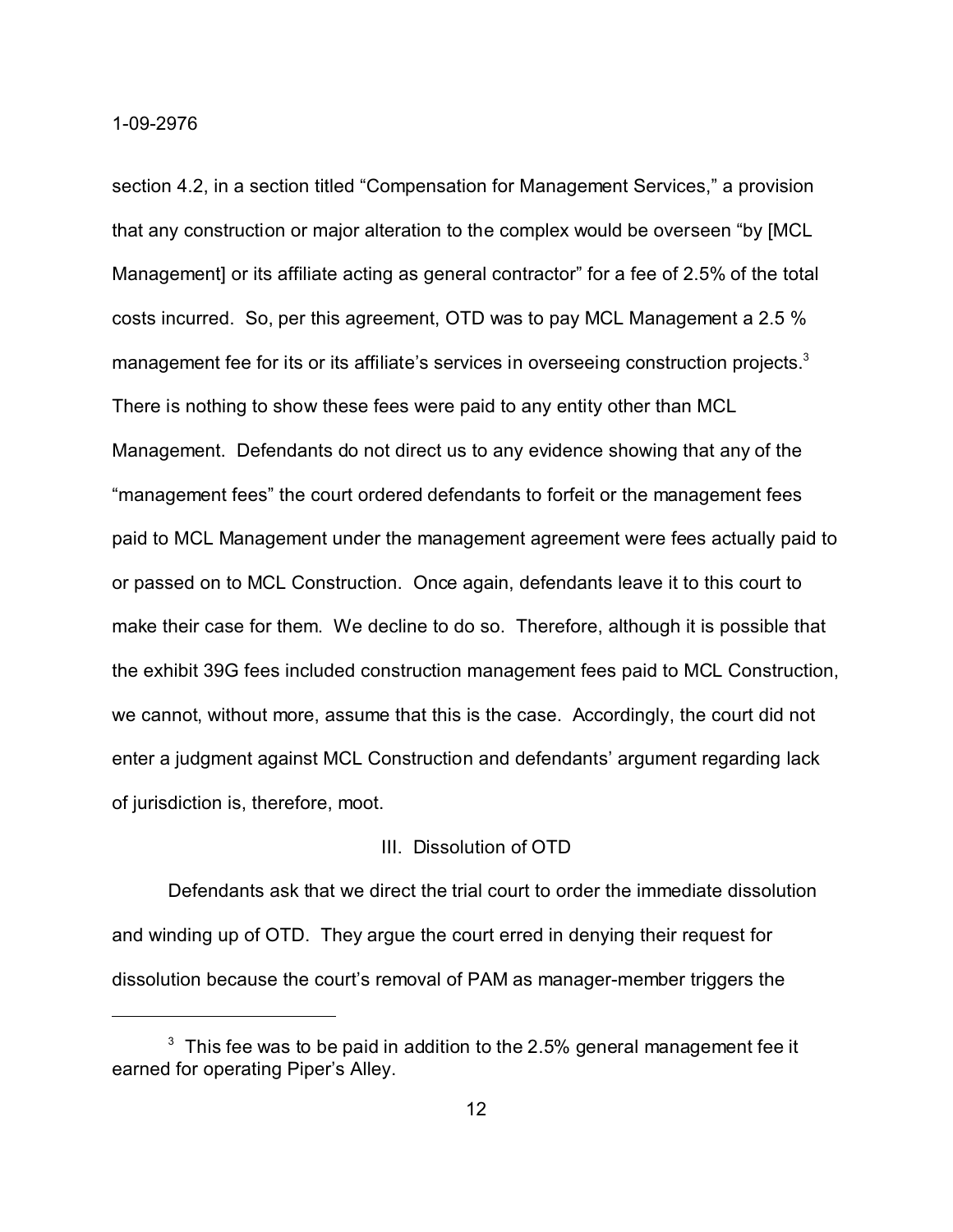section 4.2, in a section titled "Compensation for Management Services," a provision that any construction or major alteration to the complex would be overseen "by [MCL Management] or its affiliate acting as general contractor" for a fee of 2.5% of the total costs incurred. So, per this agreement, OTD was to pay MCL Management a 2.5 % management fee for its or its affiliate's services in overseeing construction projects.[3] There is nothing to show these fees were paid to any entity other than MCL Management. Defendants do not direct us to any evidence showing that any of the "management fees" the court ordered defendants to forfeit or the management fees paid to MCL Management under the management agreement were fees actually paid to or passed on to MCL Construction. Once again, defendants leave it to this court to make their case for them. We decline to do so. Therefore, although it is possible that the exhibit 39G fees included construction management fees paid to MCL Construction, we cannot, without more, assume that this is the case. Accordingly, the court did not enter a judgment against MCL Construction and defendants' argument regarding lack of jurisdiction is, therefore, moot.

### III. Dissolution of OTD

Defendants ask that we direct the trial court to order the immediate dissolution and winding up of OTD. They argue the court erred in denying their request for dissolution because the court's removal of PAM as manager-member triggers the

---

[3] This fee was to be paid in addition to the 2.5% general management fee it earned for operating Piper's Alley.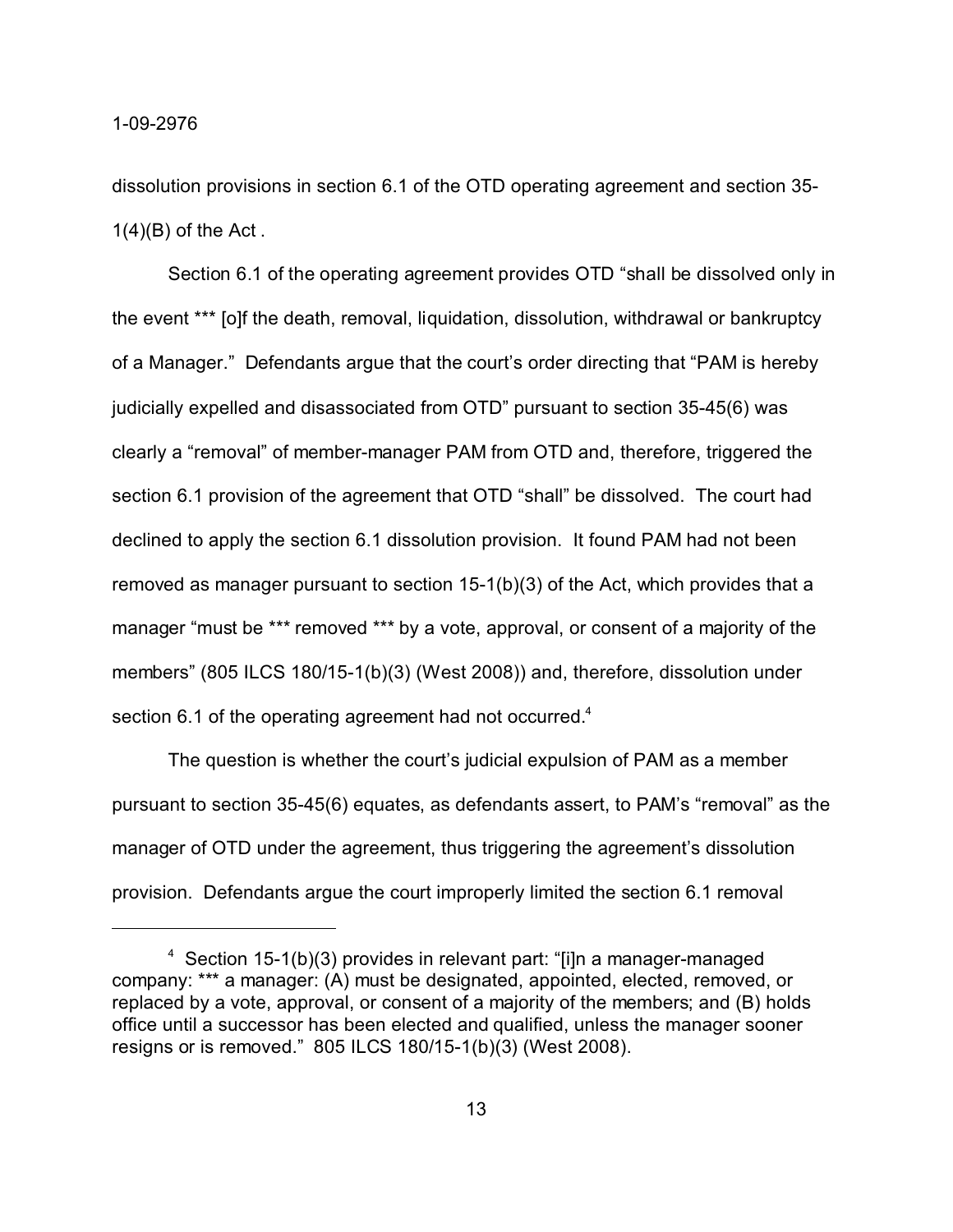dissolution provisions in section 6.1 of the OTD operating agreement and section 35-1(4)(B) of the Act .

Section 6.1 of the operating agreement provides OTD "shall be dissolved only in the event *** [o]f the death, removal, liquidation, dissolution, withdrawal or bankruptcy of a Manager." Defendants argue that the court's order directing that "PAM is hereby judicially expelled and disassociated from OTD" pursuant to section 35-45(6) was clearly a "removal" of member-manager PAM from OTD and, therefore, triggered the section 6.1 provision of the agreement that OTD "shall" be dissolved. The court had declined to apply the section 6.1 dissolution provision. It found PAM had not been removed as manager pursuant to section 15-1(b)(3) of the Act, which provides that a manager "must be *** removed *** by a vote, approval, or consent of a majority of the members" (805 ILCS 180/15-1(b)(3) (West 2008)) and, therefore, dissolution under section 6.1 of the operating agreement had not occurred.[4]

The question is whether the court's judicial expulsion of PAM as a member pursuant to section 35-45(6) equates, as defendants assert, to PAM's "removal" as the manager of OTD under the agreement, thus triggering the agreement's dissolution provision. Defendants argue the court improperly limited the section 6.1 removal

---

[4] Section 15-1(b)(3) provides in relevant part: "[i]n a manager-managed company: *** a manager: (A) must be designated, appointed, elected, removed, or replaced by a vote, approval, or consent of a majority of the members; and (B) holds office until a successor has been elected and qualified, unless the manager sooner resigns or is removed." 805 ILCS 180/15-1(b)(3) (West 2008).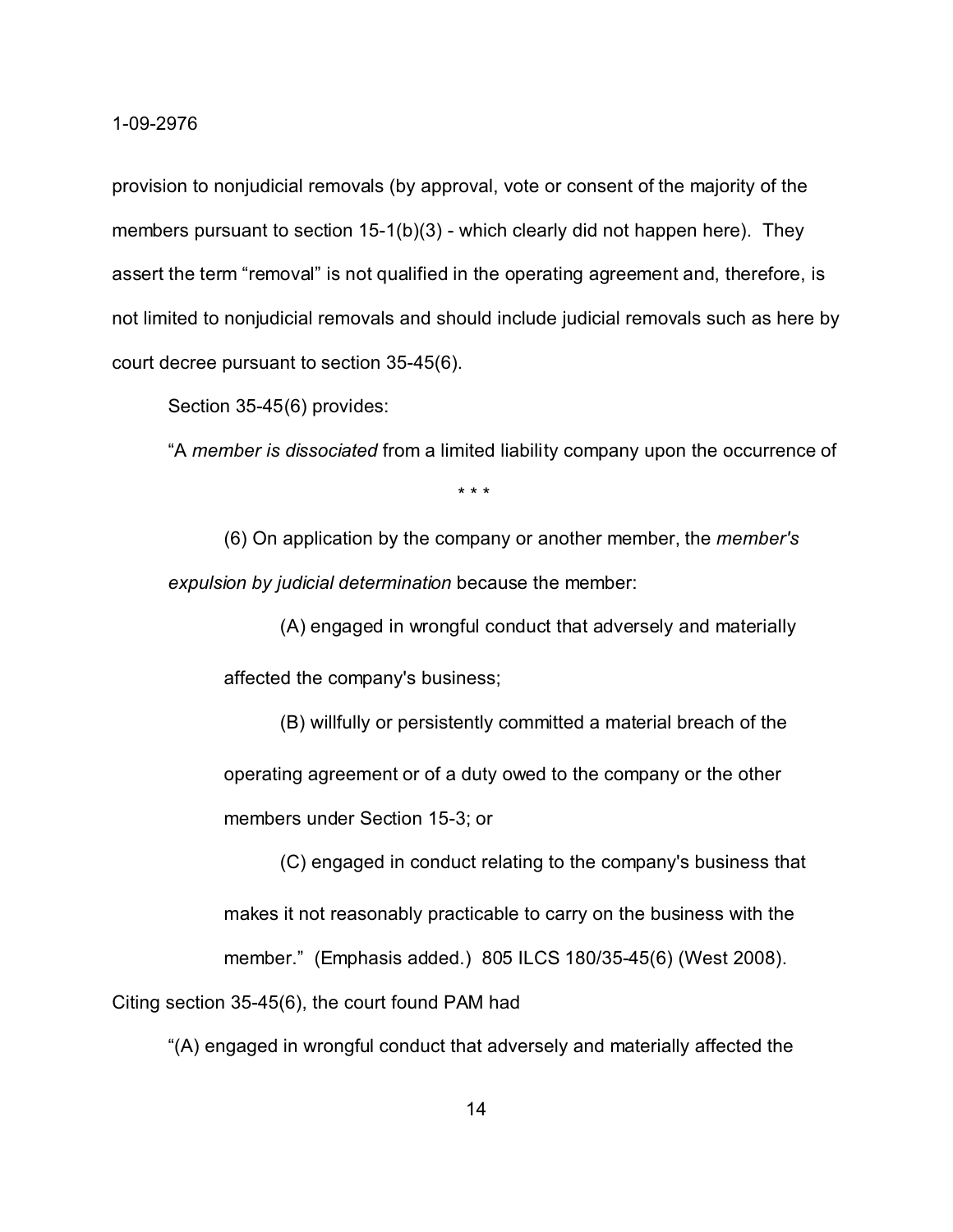provision to nonjudicial removals (by approval, vote or consent of the majority of the members pursuant to section 15-1(b)(3) - which clearly did not happen here). They assert the term "removal" is not qualified in the operating agreement and, therefore, is not limited to nonjudicial removals and should include judicial removals such as here by court decree pursuant to section 35-45(6).

Section 35-45(6) provides:

"A *member is dissociated* from a limited liability company upon the occurrence of

\* \* \*

> (6) On application by the company or another member, the *member's expulsion by judicial determination* because the member:
>
> > (A) engaged in wrongful conduct that adversely and materially affected the company's business;
> >
> > (B) willfully or persistently committed a material breach of the operating agreement or of a duty owed to the company or the other members under Section 15-3; or
> >
> > (C) engaged in conduct relating to the company's business that makes it not reasonably practicable to carry on the business with the member." (Emphasis added.) 805 ILCS 180/35-45(6) (West 2008).

Citing section 35-45(6), the court found PAM had

"(A) engaged in wrongful conduct that adversely and materially affected the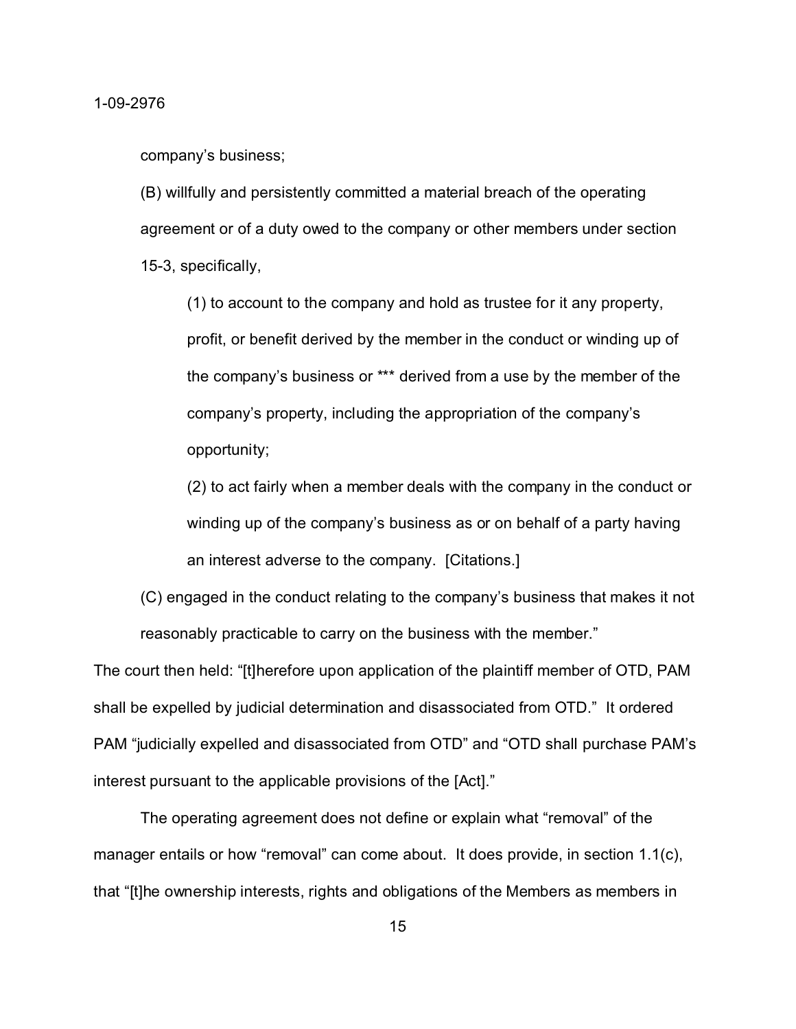company's business;

(B) willfully and persistently committed a material breach of the operating agreement or of a duty owed to the company or other members under section 15-3, specifically,

(1) to account to the company and hold as trustee for it any property, profit, or benefit derived by the member in the conduct or winding up of the company's business or *** derived from a use by the member of the company's property, including the appropriation of the company's opportunity;

(2) to act fairly when a member deals with the company in the conduct or winding up of the company's business as or on behalf of a party having an interest adverse to the company. [Citations.]

(C) engaged in the conduct relating to the company's business that makes it not reasonably practicable to carry on the business with the member."

The court then held: "[t]herefore upon application of the plaintiff member of OTD, PAM shall be expelled by judicial determination and disassociated from OTD." It ordered PAM "judicially expelled and disassociated from OTD" and "OTD shall purchase PAM's interest pursuant to the applicable provisions of the [Act]."

The operating agreement does not define or explain what "removal" of the manager entails or how "removal" can come about. It does provide, in section 1.1(c), that "[t]he ownership interests, rights and obligations of the Members as members in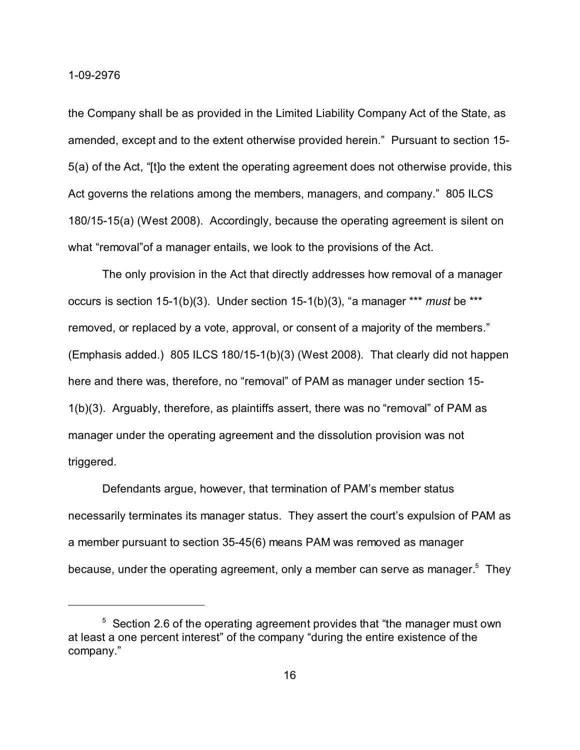the Company shall be as provided in the Limited Liability Company Act of the State, as amended, except and to the extent otherwise provided herein." Pursuant to section 15-5(a) of the Act, "[t]o the extent the operating agreement does not otherwise provide, this Act governs the relations among the members, managers, and company." 805 ILCS 180/15-15(a) (West 2008). Accordingly, because the operating agreement is silent on what "removal"of a manager entails, we look to the provisions of the Act.

The only provision in the Act that directly addresses how removal of a manager occurs is section 15-1(b)(3). Under section 15-1(b)(3), "a manager *** *must* be *** removed, or replaced by a vote, approval, or consent of a majority of the members." (Emphasis added.) 805 ILCS 180/15-1(b)(3) (West 2008). That clearly did not happen here and there was, therefore, no "removal" of PAM as manager under section 15-1(b)(3). Arguably, therefore, as plaintiffs assert, there was no "removal" of PAM as manager under the operating agreement and the dissolution provision was not triggered.

Defendants argue, however, that termination of PAM's member status necessarily terminates its manager status. They assert the court's expulsion of PAM as a member pursuant to section 35-45(6) means PAM was removed as manager because, under the operating agreement, only a member can serve as manager.[5] They

[5] Section 2.6 of the operating agreement provides that "the manager must own at least a one percent interest" of the company "during the entire existence of the company."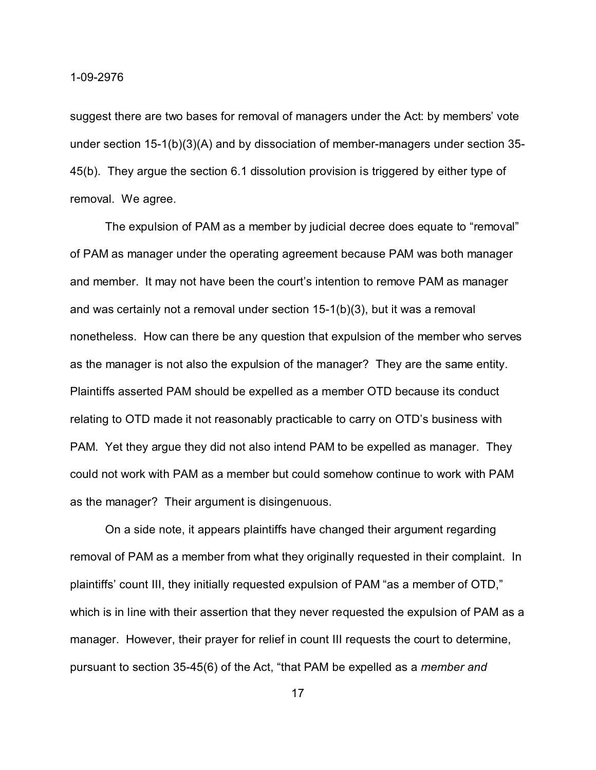suggest there are two bases for removal of managers under the Act: by members' vote under section 15-1(b)(3)(A) and by dissociation of member-managers under section 35-45(b). They argue the section 6.1 dissolution provision is triggered by either type of removal. We agree.

The expulsion of PAM as a member by judicial decree does equate to "removal" of PAM as manager under the operating agreement because PAM was both manager and member. It may not have been the court's intention to remove PAM as manager and was certainly not a removal under section 15-1(b)(3), but it was a removal nonetheless. How can there be any question that expulsion of the member who serves as the manager is not also the expulsion of the manager? They are the same entity. Plaintiffs asserted PAM should be expelled as a member OTD because its conduct relating to OTD made it not reasonably practicable to carry on OTD's business with PAM. Yet they argue they did not also intend PAM to be expelled as manager. They could not work with PAM as a member but could somehow continue to work with PAM as the manager? Their argument is disingenuous.

On a side note, it appears plaintiffs have changed their argument regarding removal of PAM as a member from what they originally requested in their complaint. In plaintiffs' count III, they initially requested expulsion of PAM "as a member of OTD," which is in line with their assertion that they never requested the expulsion of PAM as a manager. However, their prayer for relief in count III requests the court to determine, pursuant to section 35-45(6) of the Act, "that PAM be expelled as a *member and*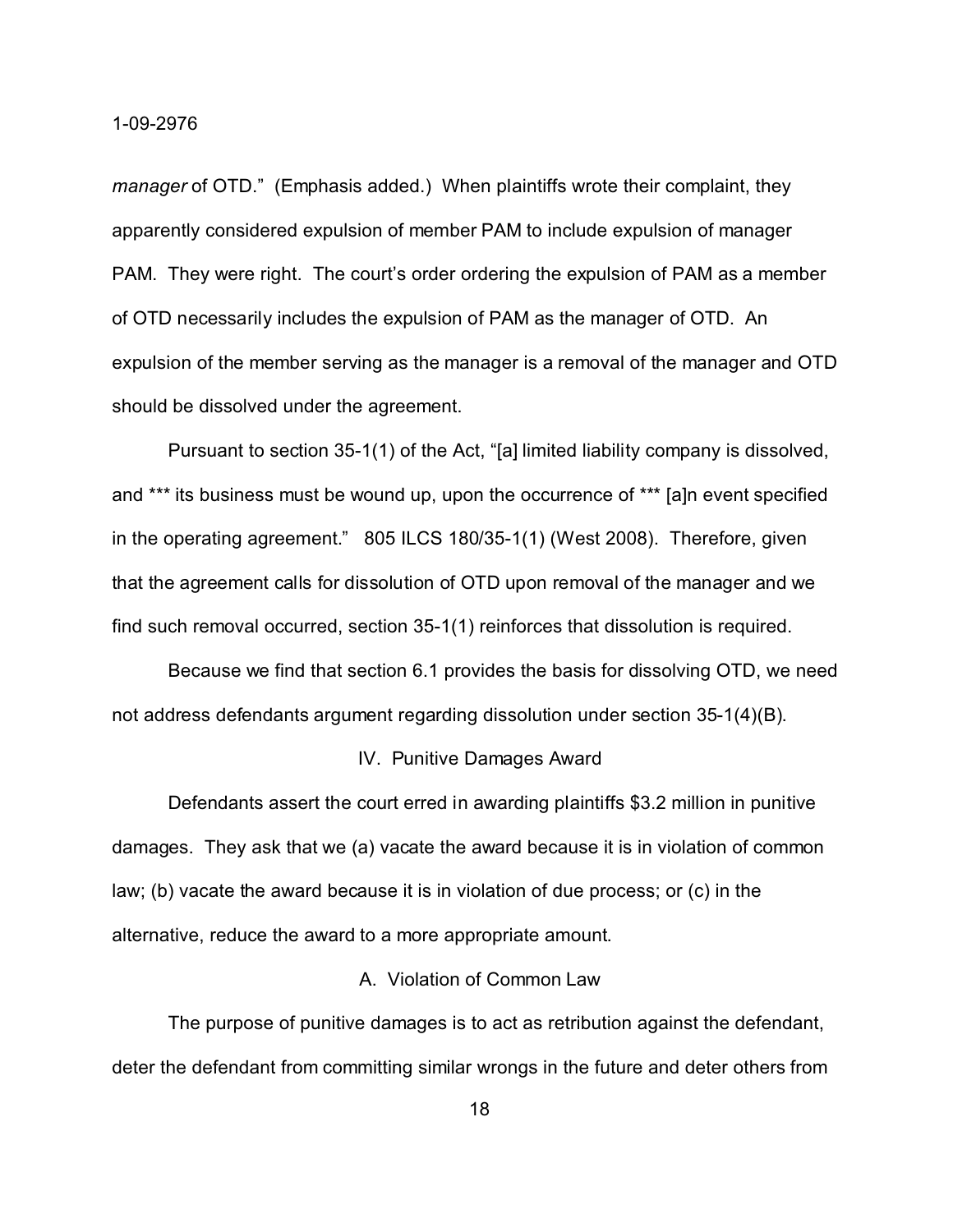*manager* of OTD." (Emphasis added.) When plaintiffs wrote their complaint, they apparently considered expulsion of member PAM to include expulsion of manager PAM. They were right. The court's order ordering the expulsion of PAM as a member of OTD necessarily includes the expulsion of PAM as the manager of OTD. An expulsion of the member serving as the manager is a removal of the manager and OTD should be dissolved under the agreement.

Pursuant to section 35-1(1) of the Act, "[a] limited liability company is dissolved, and *** its business must be wound up, upon the occurrence of *** [a]n event specified in the operating agreement." 805 ILCS 180/35-1(1) (West 2008). Therefore, given that the agreement calls for dissolution of OTD upon removal of the manager and we find such removal occurred, section 35-1(1) reinforces that dissolution is required.

Because we find that section 6.1 provides the basis for dissolving OTD, we need not address defendants argument regarding dissolution under section 35-1(4)(B).

### IV. Punitive Damages Award

Defendants assert the court erred in awarding plaintiffs $3.2 million in punitive damages. They ask that we (a) vacate the award because it is in violation of common law; (b) vacate the award because it is in violation of due process; or (c) in the alternative, reduce the award to a more appropriate amount.

#### A. Violation of Common Law

The purpose of punitive damages is to act as retribution against the defendant, deter the defendant from committing similar wrongs in the future and deter others from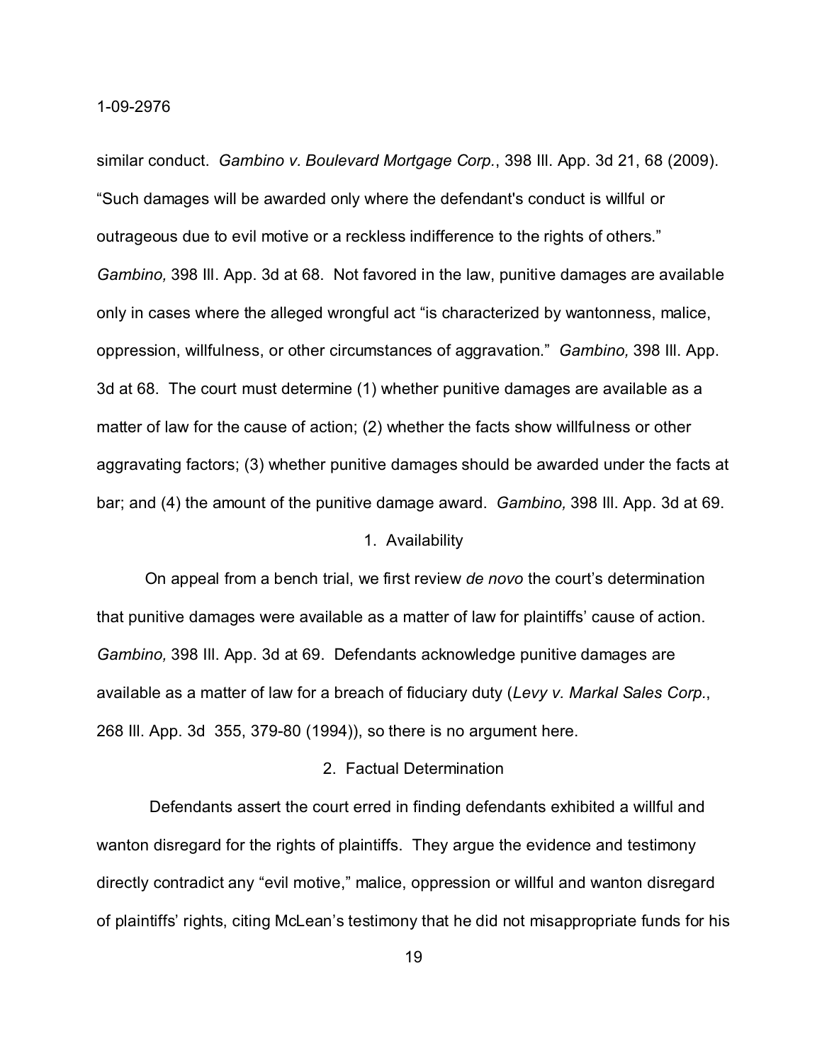similar conduct. *Gambino v. Boulevard Mortgage Corp.*, 398 Ill. App. 3d 21, 68 (2009). "Such damages will be awarded only where the defendant's conduct is willful or outrageous due to evil motive or a reckless indifference to the rights of others." *Gambino,* 398 Ill. App. 3d at 68. Not favored in the law, punitive damages are available only in cases where the alleged wrongful act "is characterized by wantonness, malice, oppression, willfulness, or other circumstances of aggravation." *Gambino,* 398 Ill. App. 3d at 68. The court must determine (1) whether punitive damages are available as a matter of law for the cause of action; (2) whether the facts show willfulness or other aggravating factors; (3) whether punitive damages should be awarded under the facts at bar; and (4) the amount of the punitive damage award. *Gambino,* 398 Ill. App. 3d at 69.

1. Availability

On appeal from a bench trial, we first review *de novo* the court's determination that punitive damages were available as a matter of law for plaintiffs' cause of action. *Gambino,* 398 Ill. App. 3d at 69. Defendants acknowledge punitive damages are available as a matter of law for a breach of fiduciary duty (*Levy v. Markal Sales Corp.*, 268 Ill. App. 3d 355, 379-80 (1994)), so there is no argument here.

2. Factual Determination

Defendants assert the court erred in finding defendants exhibited a willful and wanton disregard for the rights of plaintiffs. They argue the evidence and testimony directly contradict any "evil motive," malice, oppression or willful and wanton disregard of plaintiffs' rights, citing McLean's testimony that he did not misappropriate funds for his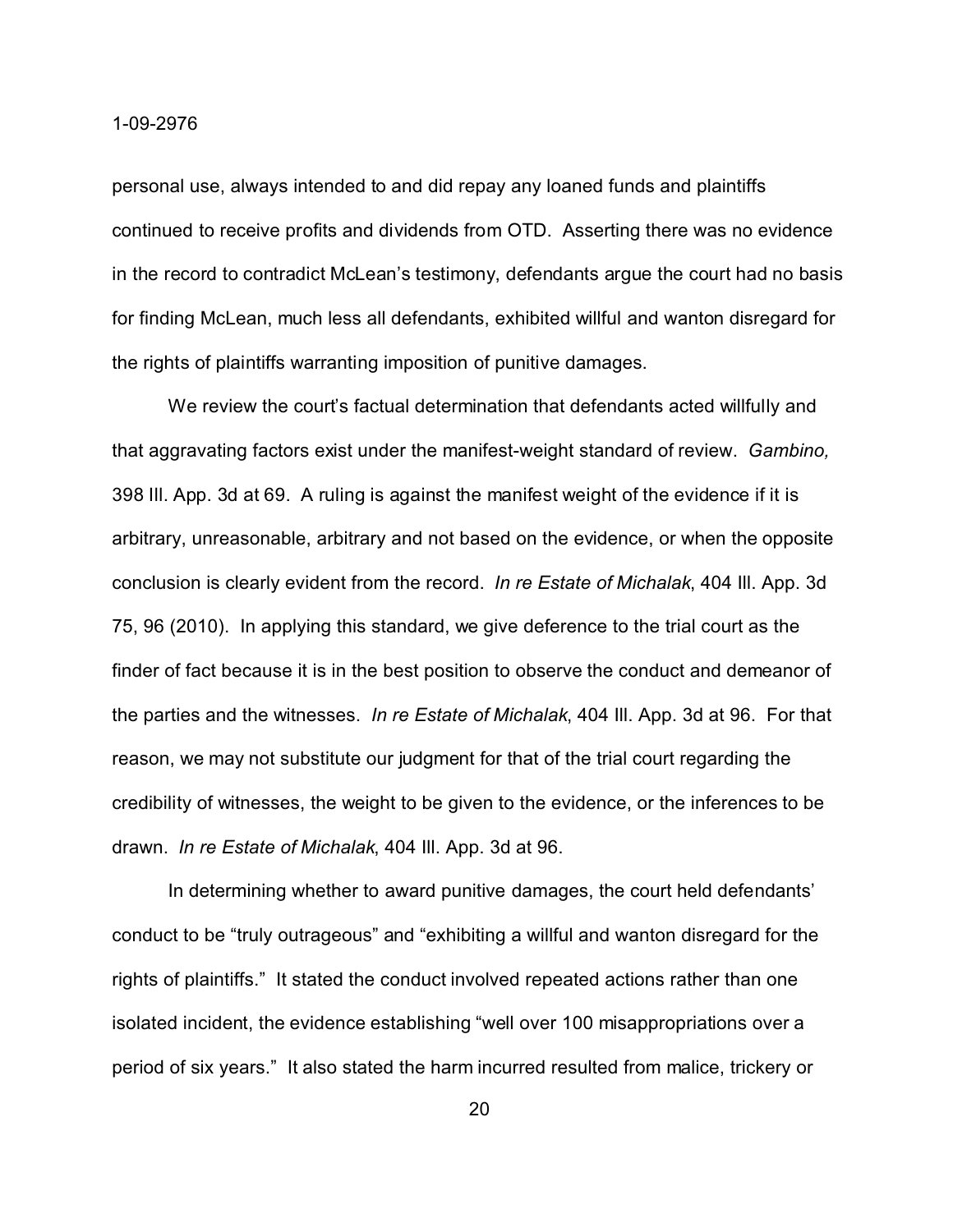personal use, always intended to and did repay any loaned funds and plaintiffs continued to receive profits and dividends from OTD. Asserting there was no evidence in the record to contradict McLean's testimony, defendants argue the court had no basis for finding McLean, much less all defendants, exhibited willful and wanton disregard for the rights of plaintiffs warranting imposition of punitive damages.

We review the court's factual determination that defendants acted willfully and that aggravating factors exist under the manifest-weight standard of review. *Gambino,* 398 Ill. App. 3d at 69. A ruling is against the manifest weight of the evidence if it is arbitrary, unreasonable, arbitrary and not based on the evidence, or when the opposite conclusion is clearly evident from the record. *In re Estate of Michalak*, 404 Ill. App. 3d 75, 96 (2010). In applying this standard, we give deference to the trial court as the finder of fact because it is in the best position to observe the conduct and demeanor of the parties and the witnesses. *In re Estate of Michalak*, 404 Ill. App. 3d at 96. For that reason, we may not substitute our judgment for that of the trial court regarding the credibility of witnesses, the weight to be given to the evidence, or the inferences to be drawn. *In re Estate of Michalak*, 404 Ill. App. 3d at 96.

In determining whether to award punitive damages, the court held defendants' conduct to be "truly outrageous" and "exhibiting a willful and wanton disregard for the rights of plaintiffs." It stated the conduct involved repeated actions rather than one isolated incident, the evidence establishing "well over 100 misappropriations over a period of six years." It also stated the harm incurred resulted from malice, trickery or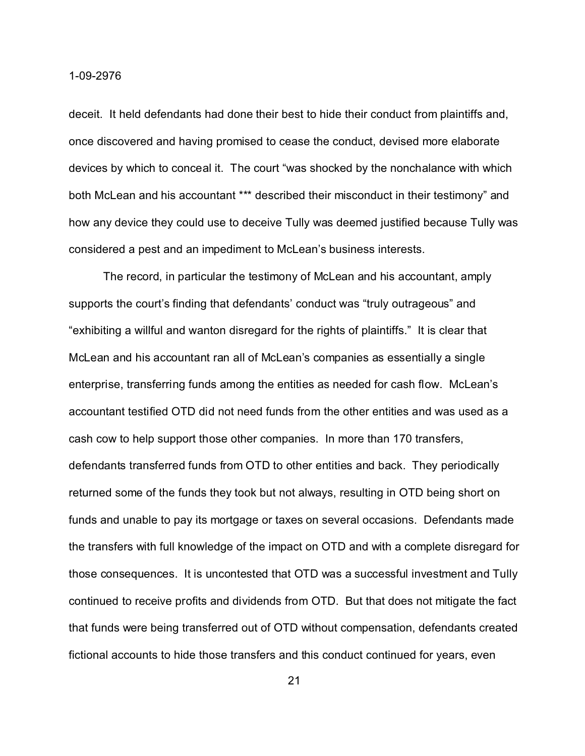deceit. It held defendants had done their best to hide their conduct from plaintiffs and, once discovered and having promised to cease the conduct, devised more elaborate devices by which to conceal it. The court "was shocked by the nonchalance with which both McLean and his accountant *** described their misconduct in their testimony" and how any device they could use to deceive Tully was deemed justified because Tully was considered a pest and an impediment to McLean's business interests.

The record, in particular the testimony of McLean and his accountant, amply supports the court's finding that defendants' conduct was "truly outrageous" and "exhibiting a willful and wanton disregard for the rights of plaintiffs." It is clear that McLean and his accountant ran all of McLean's companies as essentially a single enterprise, transferring funds among the entities as needed for cash flow. McLean's accountant testified OTD did not need funds from the other entities and was used as a cash cow to help support those other companies. In more than 170 transfers, defendants transferred funds from OTD to other entities and back. They periodically returned some of the funds they took but not always, resulting in OTD being short on funds and unable to pay its mortgage or taxes on several occasions. Defendants made the transfers with full knowledge of the impact on OTD and with a complete disregard for those consequences. It is uncontested that OTD was a successful investment and Tully continued to receive profits and dividends from OTD. But that does not mitigate the fact that funds were being transferred out of OTD without compensation, defendants created fictional accounts to hide those transfers and this conduct continued for years, even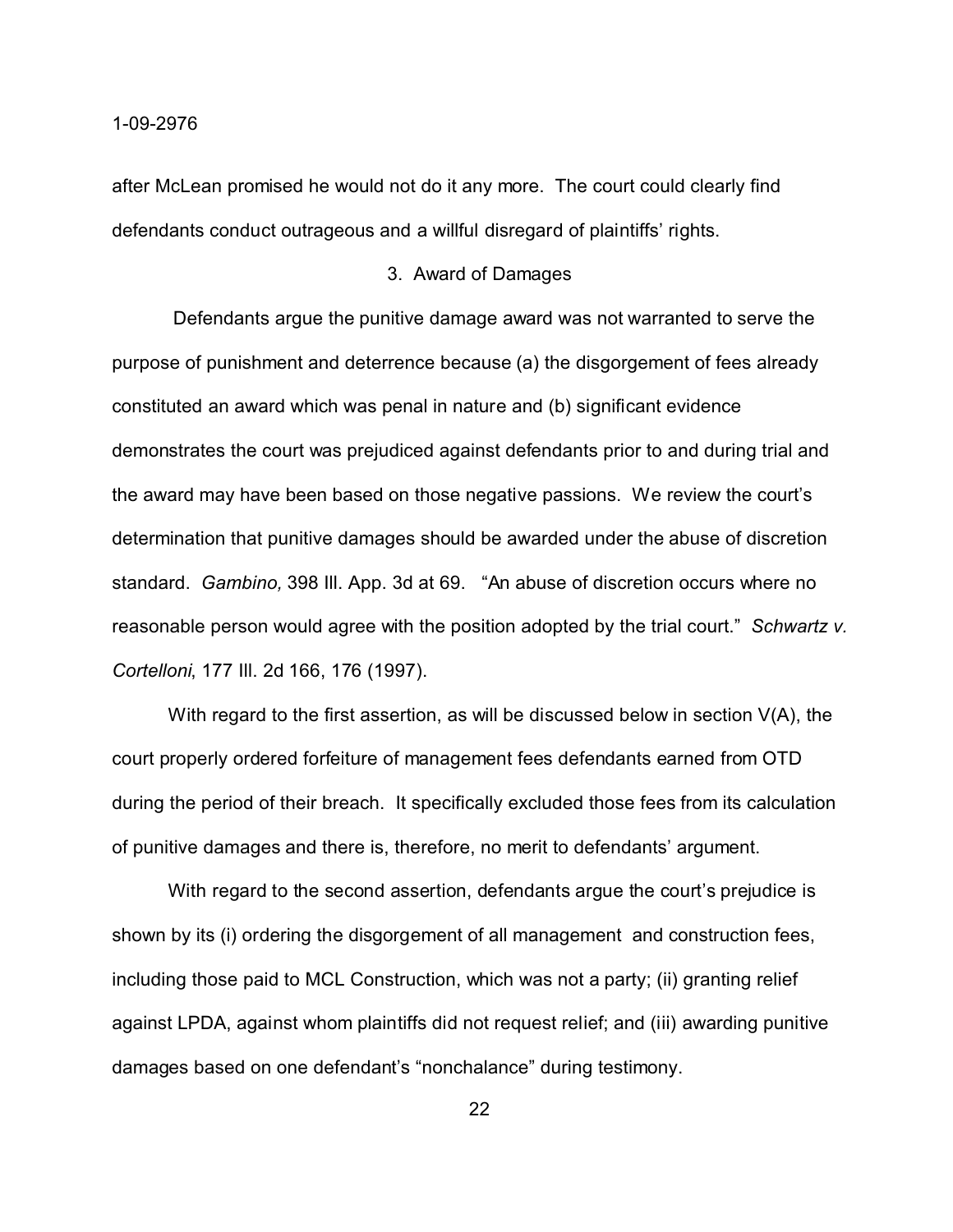after McLean promised he would not do it any more. The court could clearly find defendants conduct outrageous and a willful disregard of plaintiffs' rights.

### 3. Award of Damages

Defendants argue the punitive damage award was not warranted to serve the purpose of punishment and deterrence because (a) the disgorgement of fees already constituted an award which was penal in nature and (b) significant evidence demonstrates the court was prejudiced against defendants prior to and during trial and the award may have been based on those negative passions. We review the court's determination that punitive damages should be awarded under the abuse of discretion standard. *Gambino,* 398 Ill. App. 3d at 69. "An abuse of discretion occurs where no reasonable person would agree with the position adopted by the trial court." *Schwartz v. Cortelloni*, 177 Ill. 2d 166, 176 (1997).

With regard to the first assertion, as will be discussed below in section V(A), the court properly ordered forfeiture of management fees defendants earned from OTD during the period of their breach. It specifically excluded those fees from its calculation of punitive damages and there is, therefore, no merit to defendants' argument.

With regard to the second assertion, defendants argue the court's prejudice is shown by its (i) ordering the disgorgement of all management and construction fees, including those paid to MCL Construction, which was not a party; (ii) granting relief against LPDA, against whom plaintiffs did not request relief; and (iii) awarding punitive damages based on one defendant's "nonchalance" during testimony.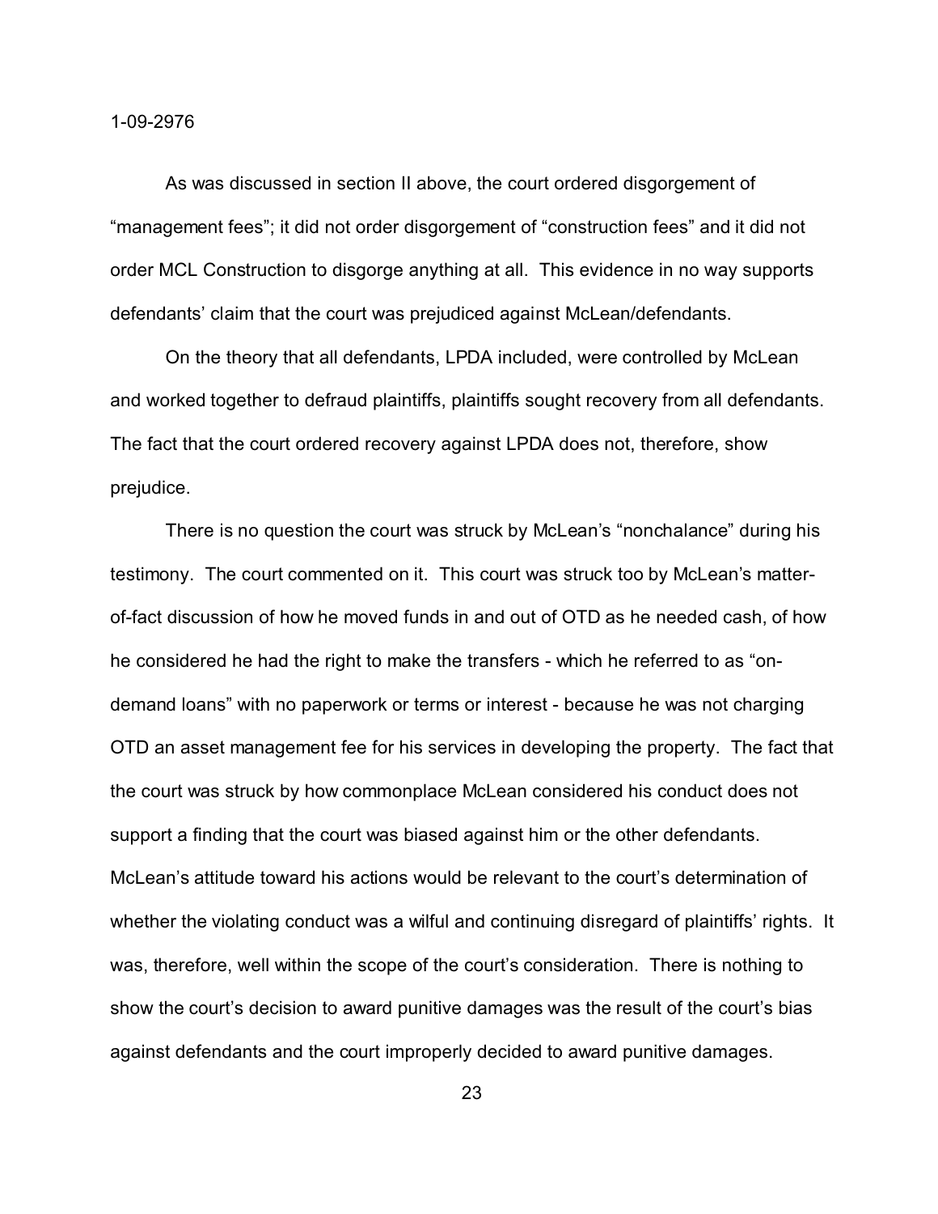As was discussed in section II above, the court ordered disgorgement of "management fees"; it did not order disgorgement of "construction fees" and it did not order MCL Construction to disgorge anything at all. This evidence in no way supports defendants' claim that the court was prejudiced against McLean/defendants.

On the theory that all defendants, LPDA included, were controlled by McLean and worked together to defraud plaintiffs, plaintiffs sought recovery from all defendants. The fact that the court ordered recovery against LPDA does not, therefore, show prejudice.

There is no question the court was struck by McLean's "nonchalance" during his testimony. The court commented on it. This court was struck too by McLean's matter-of-fact discussion of how he moved funds in and out of OTD as he needed cash, of how he considered he had the right to make the transfers - which he referred to as "on-demand loans" with no paperwork or terms or interest - because he was not charging OTD an asset management fee for his services in developing the property. The fact that the court was struck by how commonplace McLean considered his conduct does not support a finding that the court was biased against him or the other defendants. McLean's attitude toward his actions would be relevant to the court's determination of whether the violating conduct was a wilful and continuing disregard of plaintiffs' rights. It was, therefore, well within the scope of the court's consideration. There is nothing to show the court's decision to award punitive damages was the result of the court's bias against defendants and the court improperly decided to award punitive damages.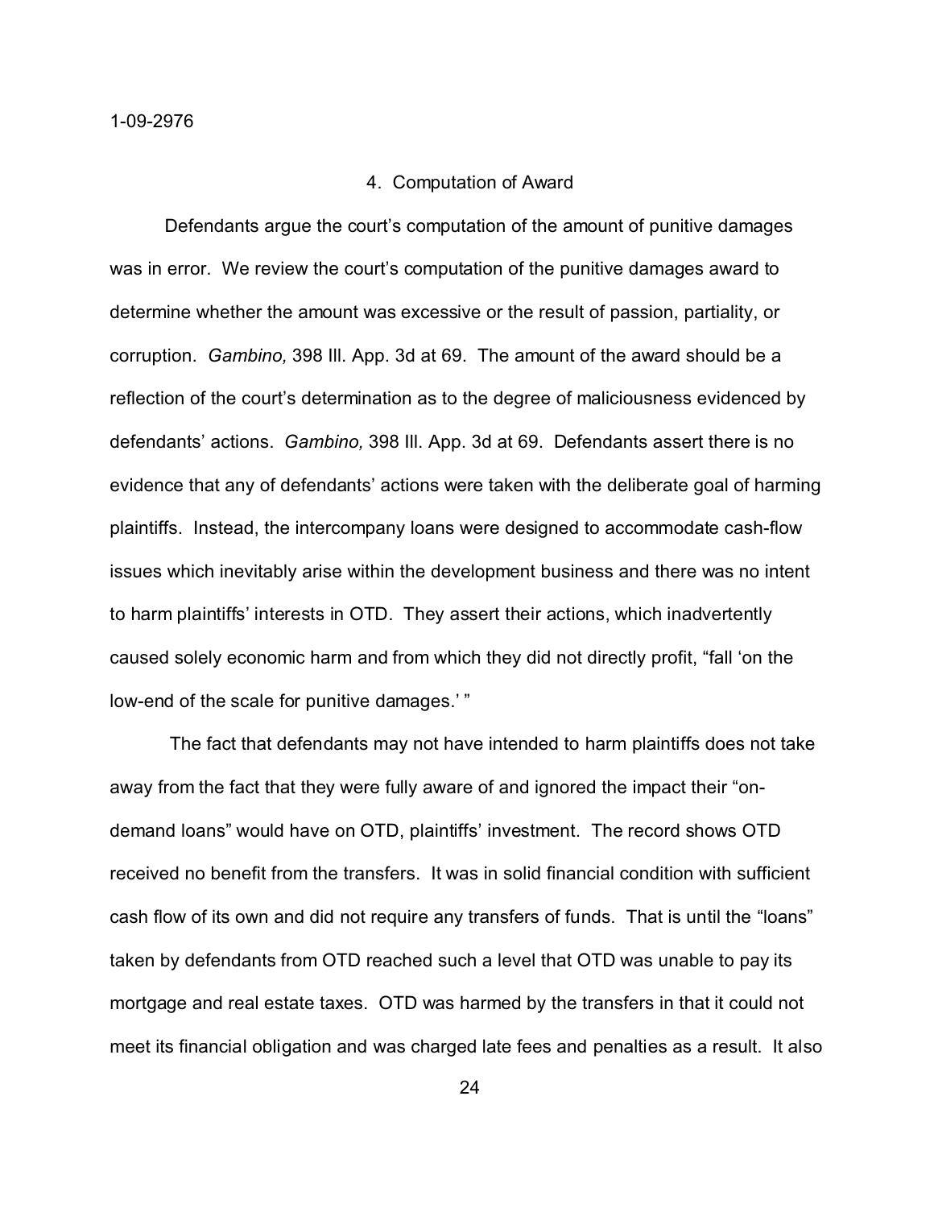### 4. Computation of Award

Defendants argue the court's computation of the amount of punitive damages was in error. We review the court's computation of the punitive damages award to determine whether the amount was excessive or the result of passion, partiality, or corruption. *Gambino,* 398 Ill. App. 3d at 69. The amount of the award should be a reflection of the court's determination as to the degree of maliciousness evidenced by defendants' actions. *Gambino,* 398 Ill. App. 3d at 69. Defendants assert there is no evidence that any of defendants' actions were taken with the deliberate goal of harming plaintiffs. Instead, the intercompany loans were designed to accommodate cash-flow issues which inevitably arise within the development business and there was no intent to harm plaintiffs' interests in OTD. They assert their actions, which inadvertently caused solely economic harm and from which they did not directly profit, "fall 'on the low-end of the scale for punitive damages.' "

The fact that defendants may not have intended to harm plaintiffs does not take away from the fact that they were fully aware of and ignored the impact their "on-demand loans" would have on OTD, plaintiffs' investment. The record shows OTD received no benefit from the transfers. It was in solid financial condition with sufficient cash flow of its own and did not require any transfers of funds. That is until the "loans" taken by defendants from OTD reached such a level that OTD was unable to pay its mortgage and real estate taxes. OTD was harmed by the transfers in that it could not meet its financial obligation and was charged late fees and penalties as a result. It also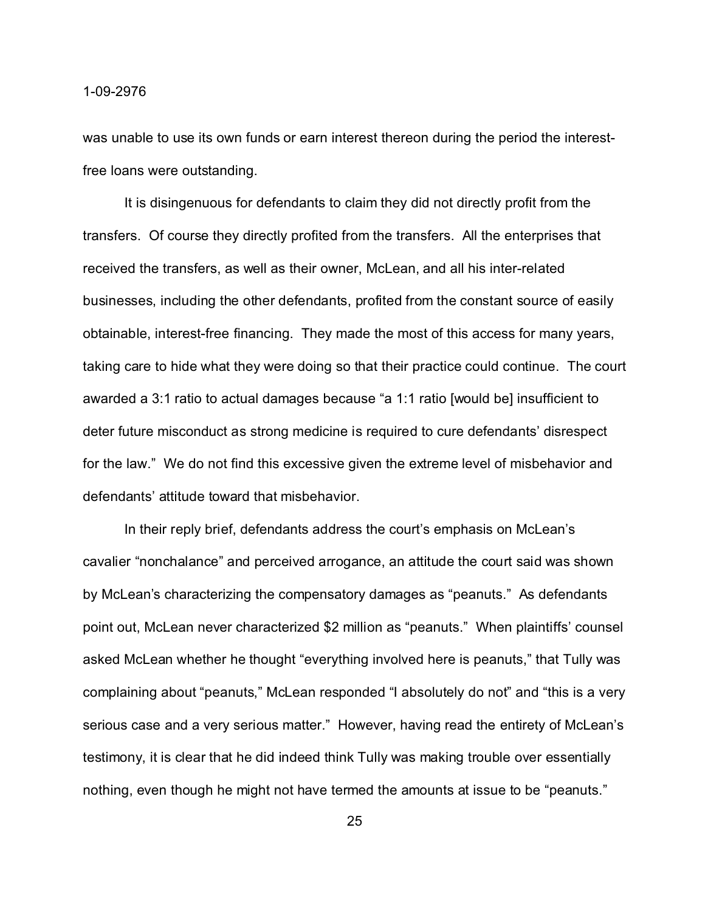was unable to use its own funds or earn interest thereon during the period the interest-free loans were outstanding.

It is disingenuous for defendants to claim they did not directly profit from the transfers. Of course they directly profited from the transfers. All the enterprises that received the transfers, as well as their owner, McLean, and all his inter-related businesses, including the other defendants, profited from the constant source of easily obtainable, interest-free financing. They made the most of this access for many years, taking care to hide what they were doing so that their practice could continue. The court awarded a 3:1 ratio to actual damages because "a 1:1 ratio [would be] insufficient to deter future misconduct as strong medicine is required to cure defendants' disrespect for the law." We do not find this excessive given the extreme level of misbehavior and defendants' attitude toward that misbehavior.

In their reply brief, defendants address the court's emphasis on McLean's cavalier "nonchalance" and perceived arrogance, an attitude the court said was shown by McLean's characterizing the compensatory damages as "peanuts." As defendants point out, McLean never characterized $2 million as "peanuts." When plaintiffs' counsel asked McLean whether he thought "everything involved here is peanuts," that Tully was complaining about "peanuts," McLean responded "I absolutely do not" and "this is a very serious case and a very serious matter." However, having read the entirety of McLean's testimony, it is clear that he did indeed think Tully was making trouble over essentially nothing, even though he might not have termed the amounts at issue to be "peanuts."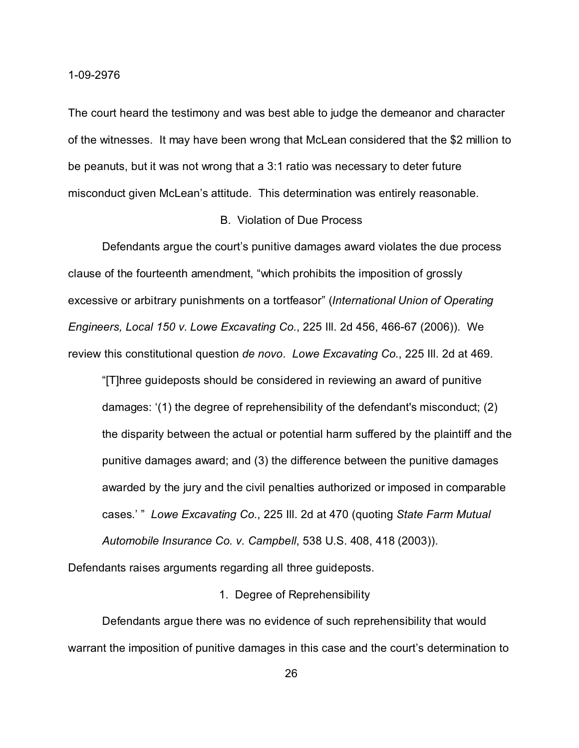The court heard the testimony and was best able to judge the demeanor and character of the witnesses. It may have been wrong that McLean considered that the $2 million to be peanuts, but it was not wrong that a 3:1 ratio was necessary to deter future misconduct given McLean's attitude. This determination was entirely reasonable.

B. Violation of Due Process

Defendants argue the court's punitive damages award violates the due process clause of the fourteenth amendment, "which prohibits the imposition of grossly excessive or arbitrary punishments on a tortfeasor" (*International Union of Operating Engineers, Local 150 v. Lowe Excavating Co.*, 225 Ill. 2d 456, 466-67 (2006)). We review this constitutional question *de novo*. *Lowe Excavating Co.*, 225 Ill. 2d at 469.

> "[T]hree guideposts should be considered in reviewing an award of punitive damages: '(1) the degree of reprehensibility of the defendant's misconduct; (2) the disparity between the actual or potential harm suffered by the plaintiff and the punitive damages award; and (3) the difference between the punitive damages awarded by the jury and the civil penalties authorized or imposed in comparable cases.' " *Lowe Excavating Co.*, 225 Ill. 2d at 470 (quoting *State Farm Mutual Automobile Insurance Co. v. Campbell*, 538 U.S. 408, 418 (2003)).

Defendants raises arguments regarding all three guideposts.

1. Degree of Reprehensibility

Defendants argue there was no evidence of such reprehensibility that would warrant the imposition of punitive damages in this case and the court's determination to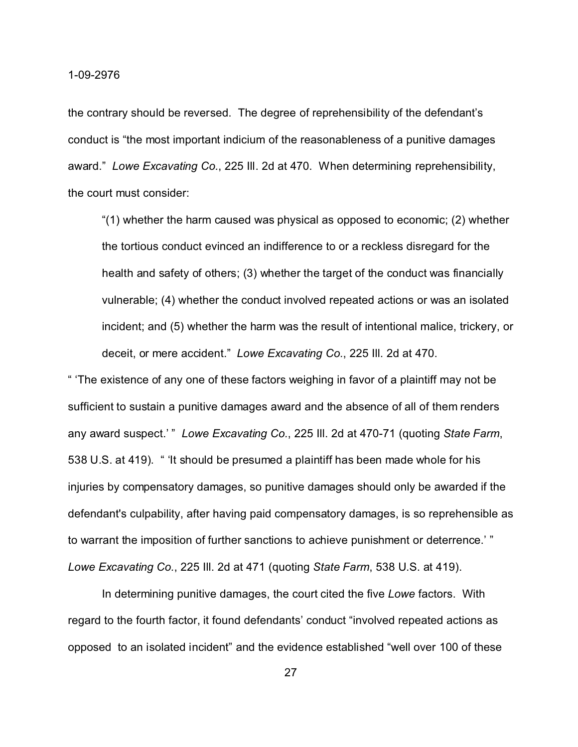the contrary should be reversed. The degree of reprehensibility of the defendant's conduct is "the most important indicium of the reasonableness of a punitive damages award." *Lowe Excavating Co.*, 225 Ill. 2d at 470. When determining reprehensibility, the court must consider:

> "(1) whether the harm caused was physical as opposed to economic; (2) whether the tortious conduct evinced an indifference to or a reckless disregard for the health and safety of others; (3) whether the target of the conduct was financially vulnerable; (4) whether the conduct involved repeated actions or was an isolated incident; and (5) whether the harm was the result of intentional malice, trickery, or deceit, or mere accident." *Lowe Excavating Co.*, 225 Ill. 2d at 470.

" 'The existence of any one of these factors weighing in favor of a plaintiff may not be sufficient to sustain a punitive damages award and the absence of all of them renders any award suspect.' " *Lowe Excavating Co.*, 225 Ill. 2d at 470-71 (quoting *State Farm*, 538 U.S. at 419). " 'It should be presumed a plaintiff has been made whole for his injuries by compensatory damages, so punitive damages should only be awarded if the defendant's culpability, after having paid compensatory damages, is so reprehensible as to warrant the imposition of further sanctions to achieve punishment or deterrence.' " *Lowe Excavating Co.*, 225 Ill. 2d at 471 (quoting *State Farm*, 538 U.S. at 419).

In determining punitive damages, the court cited the five *Lowe* factors. With regard to the fourth factor, it found defendants' conduct "involved repeated actions as opposed to an isolated incident" and the evidence established "well over 100 of these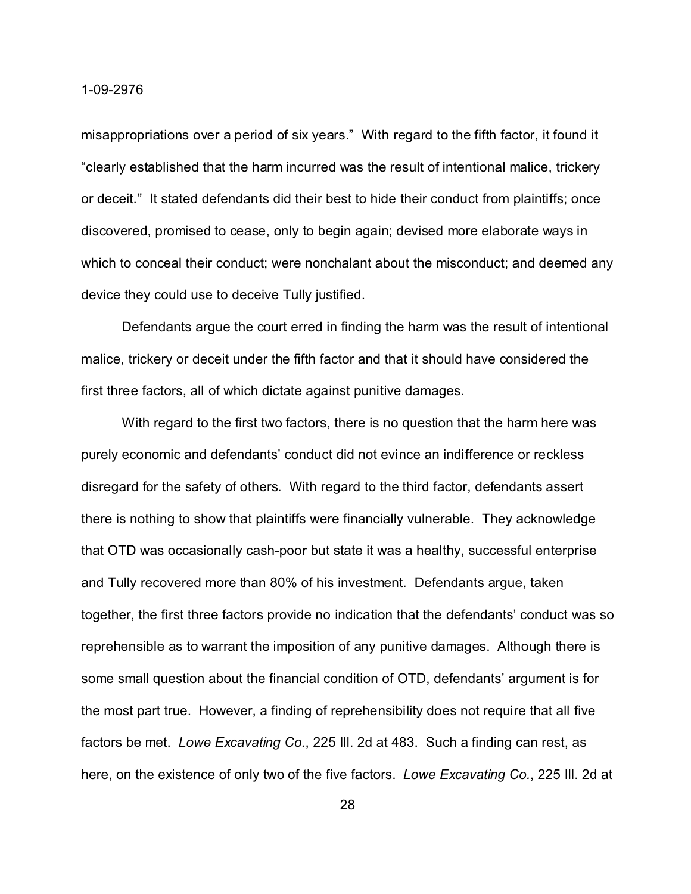misappropriations over a period of six years." With regard to the fifth factor, it found it "clearly established that the harm incurred was the result of intentional malice, trickery or deceit." It stated defendants did their best to hide their conduct from plaintiffs; once discovered, promised to cease, only to begin again; devised more elaborate ways in which to conceal their conduct; were nonchalant about the misconduct; and deemed any device they could use to deceive Tully justified.

Defendants argue the court erred in finding the harm was the result of intentional malice, trickery or deceit under the fifth factor and that it should have considered the first three factors, all of which dictate against punitive damages.

With regard to the first two factors, there is no question that the harm here was purely economic and defendants' conduct did not evince an indifference or reckless disregard for the safety of others. With regard to the third factor, defendants assert there is nothing to show that plaintiffs were financially vulnerable. They acknowledge that OTD was occasionally cash-poor but state it was a healthy, successful enterprise and Tully recovered more than 80% of his investment. Defendants argue, taken together, the first three factors provide no indication that the defendants' conduct was so reprehensible as to warrant the imposition of any punitive damages. Although there is some small question about the financial condition of OTD, defendants' argument is for the most part true. However, a finding of reprehensibility does not require that all five factors be met. *Lowe Excavating Co.*, 225 Ill. 2d at 483. Such a finding can rest, as here, on the existence of only two of the five factors. *Lowe Excavating Co.*, 225 Ill. 2d at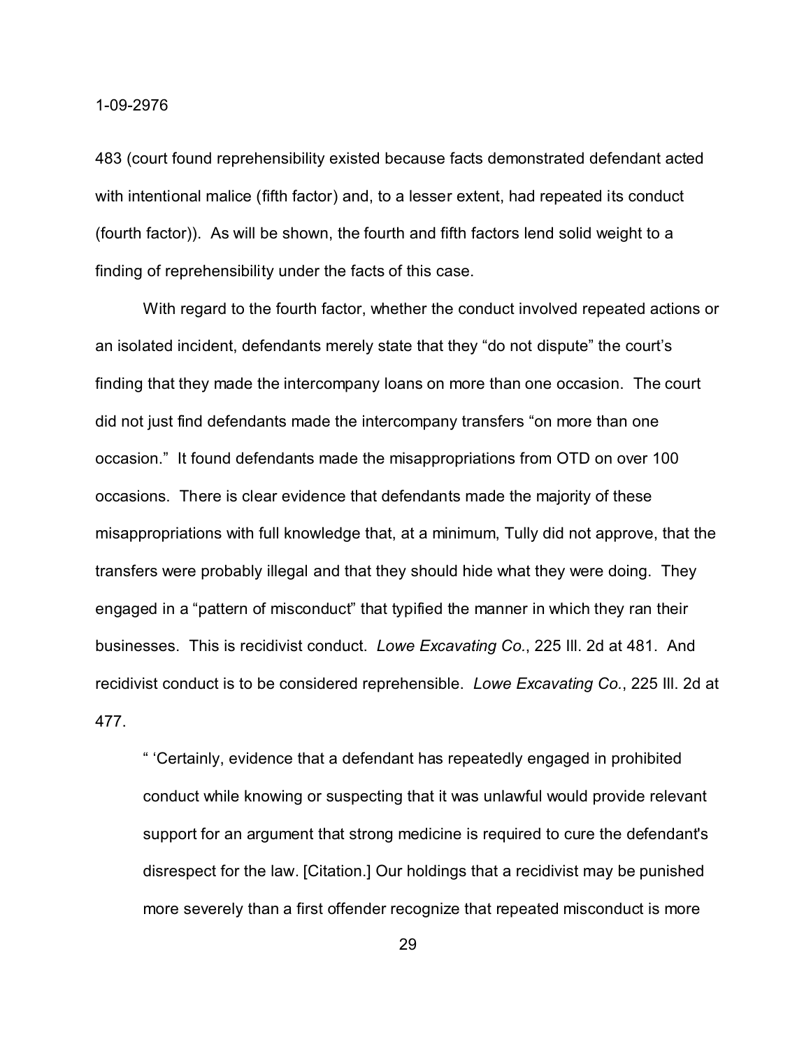483 (court found reprehensibility existed because facts demonstrated defendant acted with intentional malice (fifth factor) and, to a lesser extent, had repeated its conduct (fourth factor)). As will be shown, the fourth and fifth factors lend solid weight to a finding of reprehensibility under the facts of this case.

With regard to the fourth factor, whether the conduct involved repeated actions or an isolated incident, defendants merely state that they "do not dispute" the court's finding that they made the intercompany loans on more than one occasion. The court did not just find defendants made the intercompany transfers "on more than one occasion." It found defendants made the misappropriations from OTD on over 100 occasions. There is clear evidence that defendants made the majority of these misappropriations with full knowledge that, at a minimum, Tully did not approve, that the transfers were probably illegal and that they should hide what they were doing. They engaged in a "pattern of misconduct" that typified the manner in which they ran their businesses. This is recidivist conduct. *Lowe Excavating Co.*, 225 Ill. 2d at 481. And recidivist conduct is to be considered reprehensible. *Lowe Excavating Co.*, 225 Ill. 2d at 477.

> " 'Certainly, evidence that a defendant has repeatedly engaged in prohibited conduct while knowing or suspecting that it was unlawful would provide relevant support for an argument that strong medicine is required to cure the defendant's disrespect for the law. [Citation.] Our holdings that a recidivist may be punished more severely than a first offender recognize that repeated misconduct is more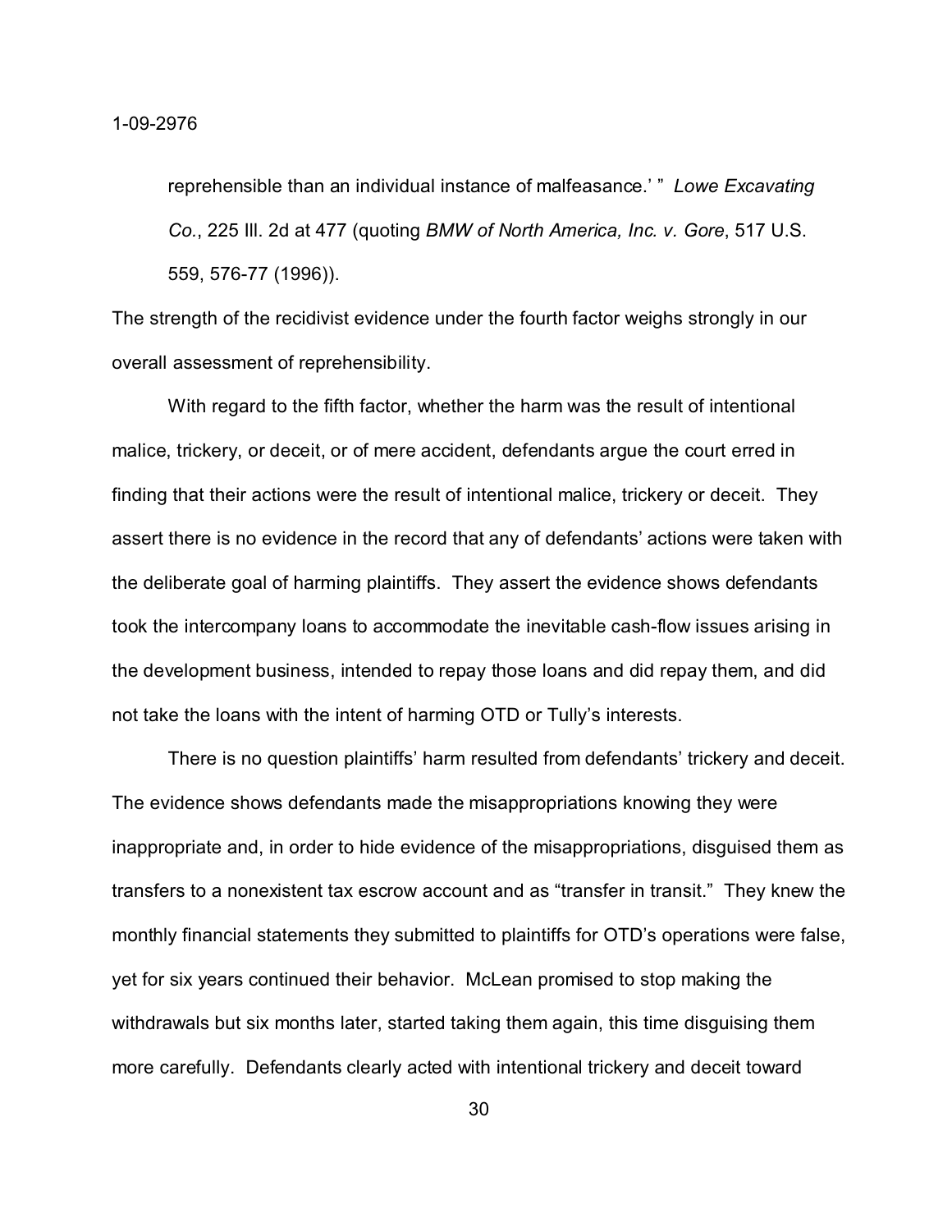reprehensible than an individual instance of malfeasance.' " *Lowe Excavating Co.*, 225 Ill. 2d at 477 (quoting *BMW of North America, Inc. v. Gore*, 517 U.S. 559, 576-77 (1996)).

The strength of the recidivist evidence under the fourth factor weighs strongly in our overall assessment of reprehensibility.

With regard to the fifth factor, whether the harm was the result of intentional malice, trickery, or deceit, or of mere accident, defendants argue the court erred in finding that their actions were the result of intentional malice, trickery or deceit. They assert there is no evidence in the record that any of defendants' actions were taken with the deliberate goal of harming plaintiffs. They assert the evidence shows defendants took the intercompany loans to accommodate the inevitable cash-flow issues arising in the development business, intended to repay those loans and did repay them, and did not take the loans with the intent of harming OTD or Tully's interests.

There is no question plaintiffs' harm resulted from defendants' trickery and deceit. The evidence shows defendants made the misappropriations knowing they were inappropriate and, in order to hide evidence of the misappropriations, disguised them as transfers to a nonexistent tax escrow account and as "transfer in transit." They knew the monthly financial statements they submitted to plaintiffs for OTD's operations were false, yet for six years continued their behavior. McLean promised to stop making the withdrawals but six months later, started taking them again, this time disguising them more carefully. Defendants clearly acted with intentional trickery and deceit toward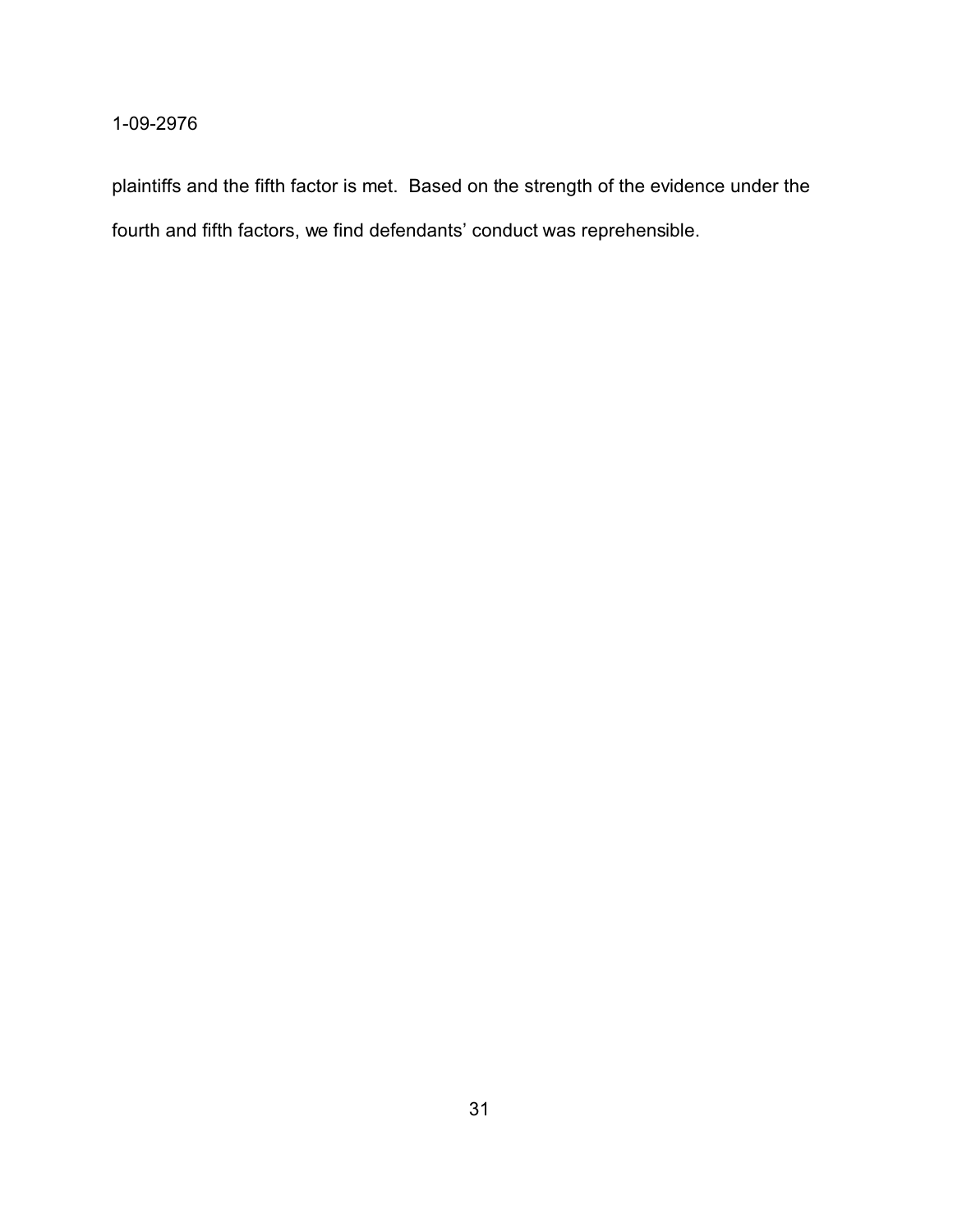plaintiffs and the fifth factor is met. Based on the strength of the evidence under the fourth and fifth factors, we find defendants' conduct was reprehensible.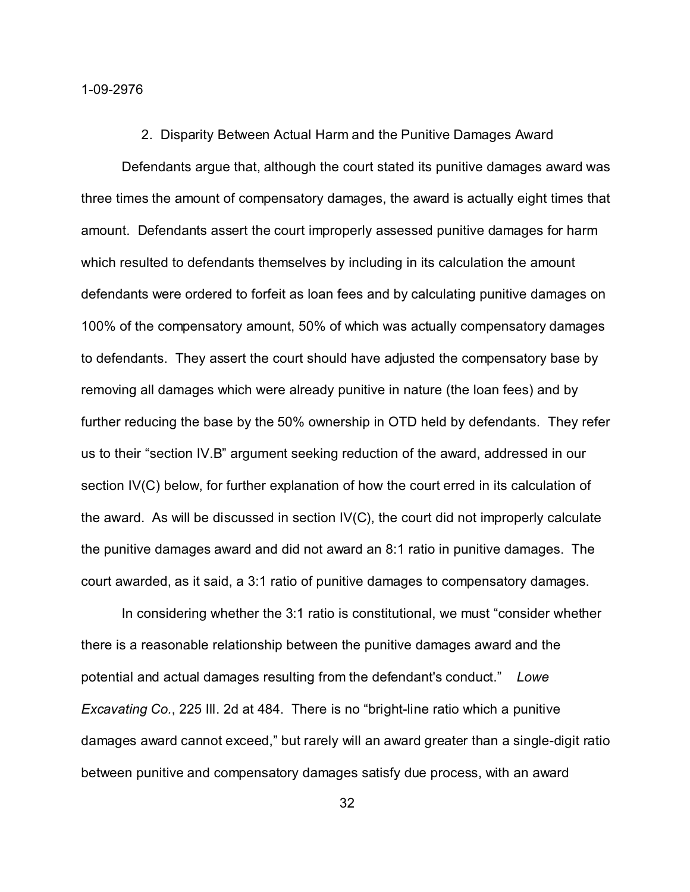### 2. Disparity Between Actual Harm and the Punitive Damages Award

Defendants argue that, although the court stated its punitive damages award was three times the amount of compensatory damages, the award is actually eight times that amount. Defendants assert the court improperly assessed punitive damages for harm which resulted to defendants themselves by including in its calculation the amount defendants were ordered to forfeit as loan fees and by calculating punitive damages on 100% of the compensatory amount, 50% of which was actually compensatory damages to defendants. They assert the court should have adjusted the compensatory base by removing all damages which were already punitive in nature (the loan fees) and by further reducing the base by the 50% ownership in OTD held by defendants. They refer us to their "section IV.B" argument seeking reduction of the award, addressed in our section IV(C) below, for further explanation of how the court erred in its calculation of the award. As will be discussed in section IV(C), the court did not improperly calculate the punitive damages award and did not award an 8:1 ratio in punitive damages. The court awarded, as it said, a 3:1 ratio of punitive damages to compensatory damages.

In considering whether the 3:1 ratio is constitutional, we must "consider whether there is a reasonable relationship between the punitive damages award and the potential and actual damages resulting from the defendant's conduct." *Lowe Excavating Co.*, 225 Ill. 2d at 484. There is no "bright-line ratio which a punitive damages award cannot exceed," but rarely will an award greater than a single-digit ratio between punitive and compensatory damages satisfy due process, with an award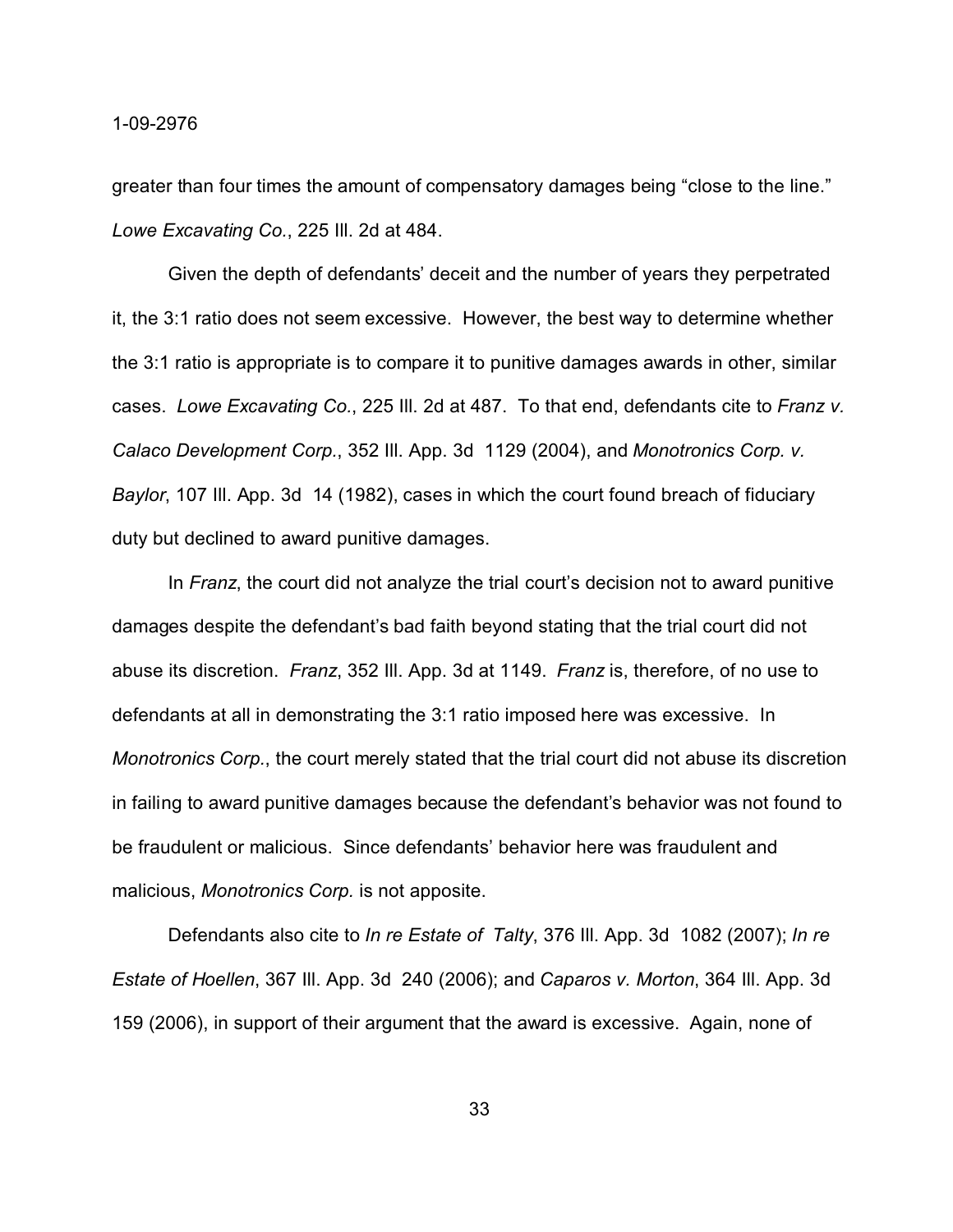greater than four times the amount of compensatory damages being "close to the line." *Lowe Excavating Co.*, 225 Ill. 2d at 484.

Given the depth of defendants' deceit and the number of years they perpetrated it, the 3:1 ratio does not seem excessive. However, the best way to determine whether the 3:1 ratio is appropriate is to compare it to punitive damages awards in other, similar cases. *Lowe Excavating Co.*, 225 Ill. 2d at 487. To that end, defendants cite to *Franz v. Calaco Development Corp.*, 352 Ill. App. 3d 1129 (2004), and *Monotronics Corp. v. Baylor*, 107 Ill. App. 3d 14 (1982), cases in which the court found breach of fiduciary duty but declined to award punitive damages.

In *Franz*, the court did not analyze the trial court's decision not to award punitive damages despite the defendant's bad faith beyond stating that the trial court did not abuse its discretion. *Franz*, 352 Ill. App. 3d at 1149. *Franz* is, therefore, of no use to defendants at all in demonstrating the 3:1 ratio imposed here was excessive. In *Monotronics Corp.*, the court merely stated that the trial court did not abuse its discretion in failing to award punitive damages because the defendant's behavior was not found to be fraudulent or malicious. Since defendants' behavior here was fraudulent and malicious, *Monotronics Corp.* is not apposite.

Defendants also cite to *In re Estate of Talty*, 376 Ill. App. 3d 1082 (2007); *In re Estate of Hoellen*, 367 Ill. App. 3d 240 (2006); and *Caparos v. Morton*, 364 Ill. App. 3d 159 (2006), in support of their argument that the award is excessive. Again, none of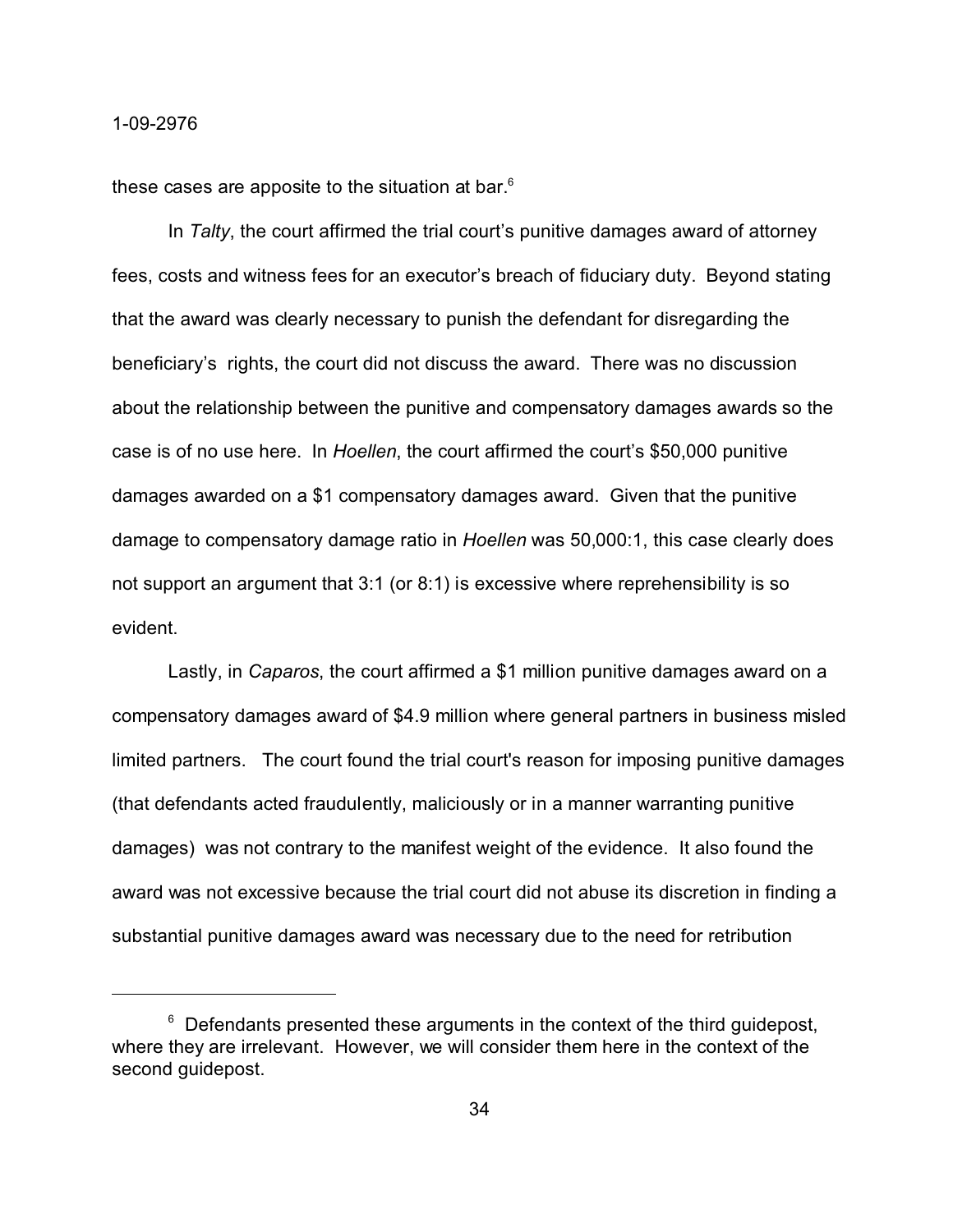these cases are apposite to the situation at bar.[6]

In *Talty*, the court affirmed the trial court's punitive damages award of attorney fees, costs and witness fees for an executor's breach of fiduciary duty. Beyond stating that the award was clearly necessary to punish the defendant for disregarding the beneficiary's rights, the court did not discuss the award. There was no discussion about the relationship between the punitive and compensatory damages awards so the case is of no use here. In *Hoellen*, the court affirmed the court's $50,000 punitive damages awarded on a $1 compensatory damages award. Given that the punitive damage to compensatory damage ratio in *Hoellen* was 50,000:1, this case clearly does not support an argument that 3:1 (or 8:1) is excessive where reprehensibility is so evident.

Lastly, in *Caparos*, the court affirmed a $1 million punitive damages award on a compensatory damages award of $4.9 million where general partners in business misled limited partners. The court found the trial court's reason for imposing punitive damages (that defendants acted fraudulently, maliciously or in a manner warranting punitive damages) was not contrary to the manifest weight of the evidence. It also found the award was not excessive because the trial court did not abuse its discretion in finding a substantial punitive damages award was necessary due to the need for retribution

---

[6] Defendants presented these arguments in the context of the third guidepost, where they are irrelevant. However, we will consider them here in the context of the second guidepost.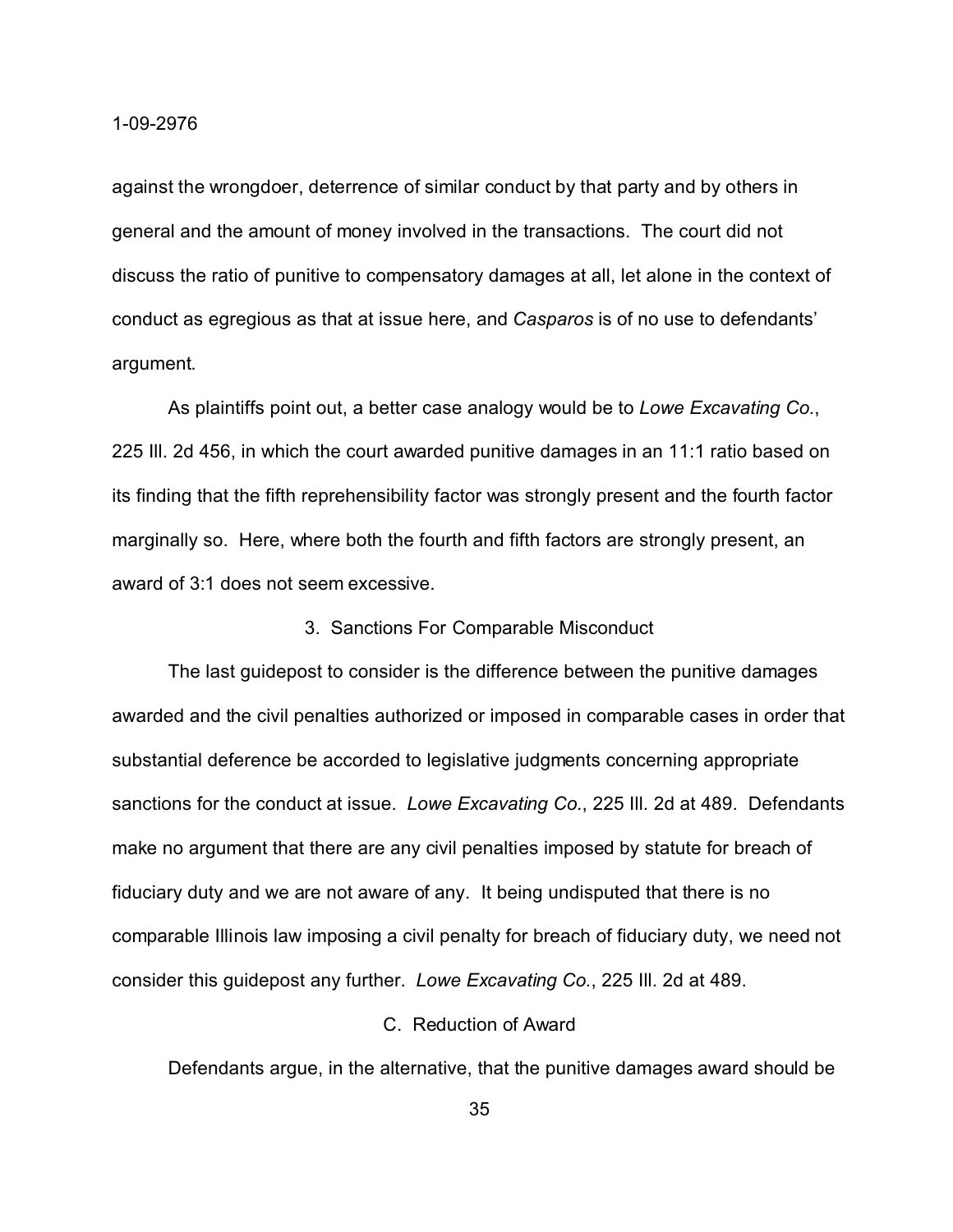against the wrongdoer, deterrence of similar conduct by that party and by others in general and the amount of money involved in the transactions. The court did not discuss the ratio of punitive to compensatory damages at all, let alone in the context of conduct as egregious as that at issue here, and *Casparos* is of no use to defendants' argument.

As plaintiffs point out, a better case analogy would be to *Lowe Excavating Co.*, 225 Ill. 2d 456, in which the court awarded punitive damages in an 11:1 ratio based on its finding that the fifth reprehensibility factor was strongly present and the fourth factor marginally so. Here, where both the fourth and fifth factors are strongly present, an award of 3:1 does not seem excessive.

### 3. Sanctions For Comparable Misconduct

The last guidepost to consider is the difference between the punitive damages awarded and the civil penalties authorized or imposed in comparable cases in order that substantial deference be accorded to legislative judgments concerning appropriate sanctions for the conduct at issue. *Lowe Excavating Co.*, 225 Ill. 2d at 489. Defendants make no argument that there are any civil penalties imposed by statute for breach of fiduciary duty and we are not aware of any. It being undisputed that there is no comparable Illinois law imposing a civil penalty for breach of fiduciary duty, we need not consider this guidepost any further. *Lowe Excavating Co.*, 225 Ill. 2d at 489.

## C. Reduction of Award

Defendants argue, in the alternative, that the punitive damages award should be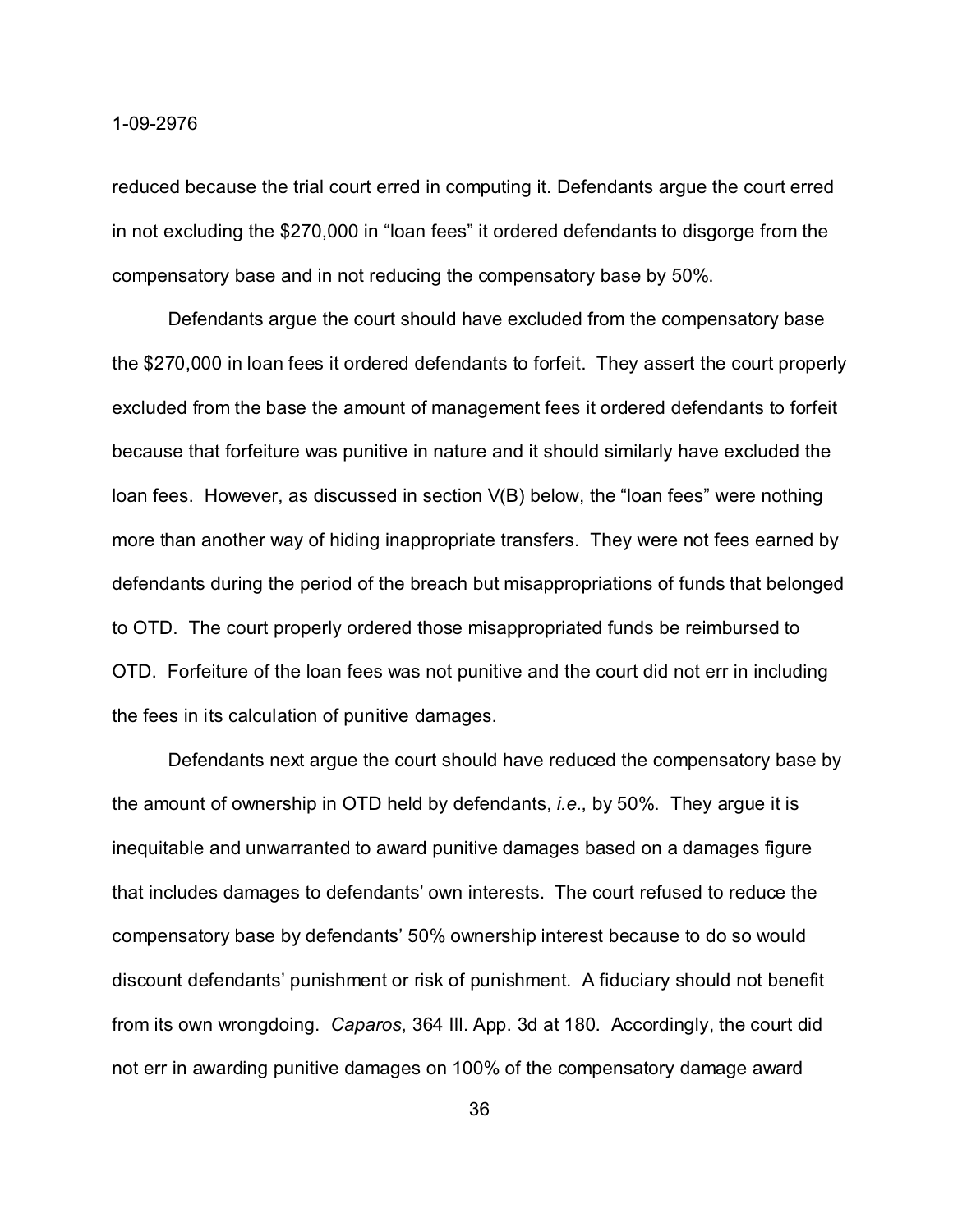reduced because the trial court erred in computing it. Defendants argue the court erred in not excluding the $270,000 in "loan fees" it ordered defendants to disgorge from the compensatory base and in not reducing the compensatory base by 50%.

Defendants argue the court should have excluded from the compensatory base the $270,000 in loan fees it ordered defendants to forfeit. They assert the court properly excluded from the base the amount of management fees it ordered defendants to forfeit because that forfeiture was punitive in nature and it should similarly have excluded the loan fees. However, as discussed in section V(B) below, the "loan fees" were nothing more than another way of hiding inappropriate transfers. They were not fees earned by defendants during the period of the breach but misappropriations of funds that belonged to OTD. The court properly ordered those misappropriated funds be reimbursed to OTD. Forfeiture of the loan fees was not punitive and the court did not err in including the fees in its calculation of punitive damages.

Defendants next argue the court should have reduced the compensatory base by the amount of ownership in OTD held by defendants, *i.e.*, by 50%. They argue it is inequitable and unwarranted to award punitive damages based on a damages figure that includes damages to defendants' own interests. The court refused to reduce the compensatory base by defendants' 50% ownership interest because to do so would discount defendants' punishment or risk of punishment. A fiduciary should not benefit from its own wrongdoing. *Caparos*, 364 Ill. App. 3d at 180. Accordingly, the court did not err in awarding punitive damages on 100% of the compensatory damage award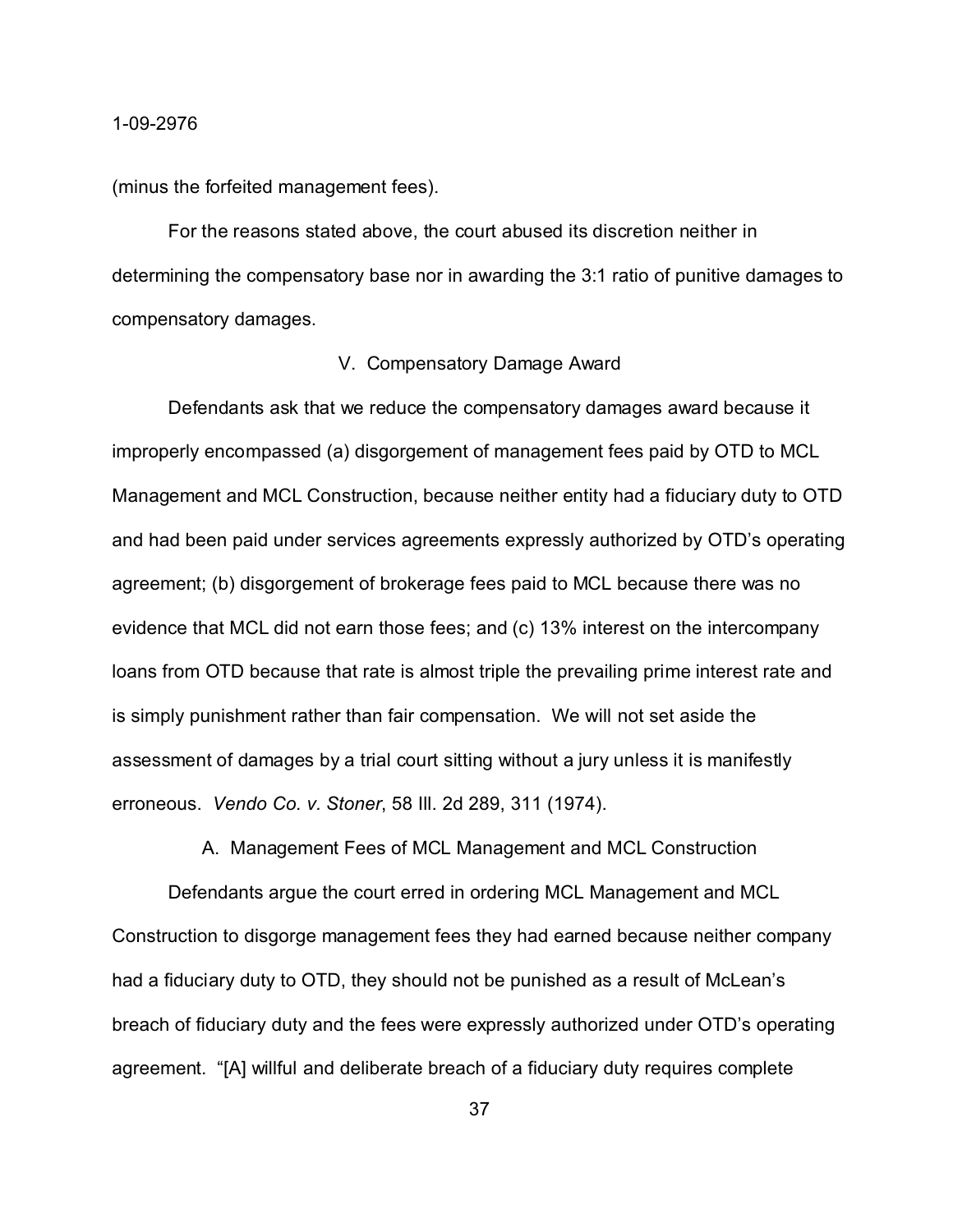(minus the forfeited management fees).

For the reasons stated above, the court abused its discretion neither in determining the compensatory base nor in awarding the 3:1 ratio of punitive damages to compensatory damages.

## V. Compensatory Damage Award

Defendants ask that we reduce the compensatory damages award because it improperly encompassed (a) disgorgement of management fees paid by OTD to MCL Management and MCL Construction, because neither entity had a fiduciary duty to OTD and had been paid under services agreements expressly authorized by OTD's operating agreement; (b) disgorgement of brokerage fees paid to MCL because there was no evidence that MCL did not earn those fees; and (c) 13% interest on the intercompany loans from OTD because that rate is almost triple the prevailing prime interest rate and is simply punishment rather than fair compensation. We will not set aside the assessment of damages by a trial court sitting without a jury unless it is manifestly erroneous. *Vendo Co. v. Stoner*, 58 Ill. 2d 289, 311 (1974).

### A. Management Fees of MCL Management and MCL Construction

Defendants argue the court erred in ordering MCL Management and MCL Construction to disgorge management fees they had earned because neither company had a fiduciary duty to OTD, they should not be punished as a result of McLean's breach of fiduciary duty and the fees were expressly authorized under OTD's operating agreement. "[A] willful and deliberate breach of a fiduciary duty requires complete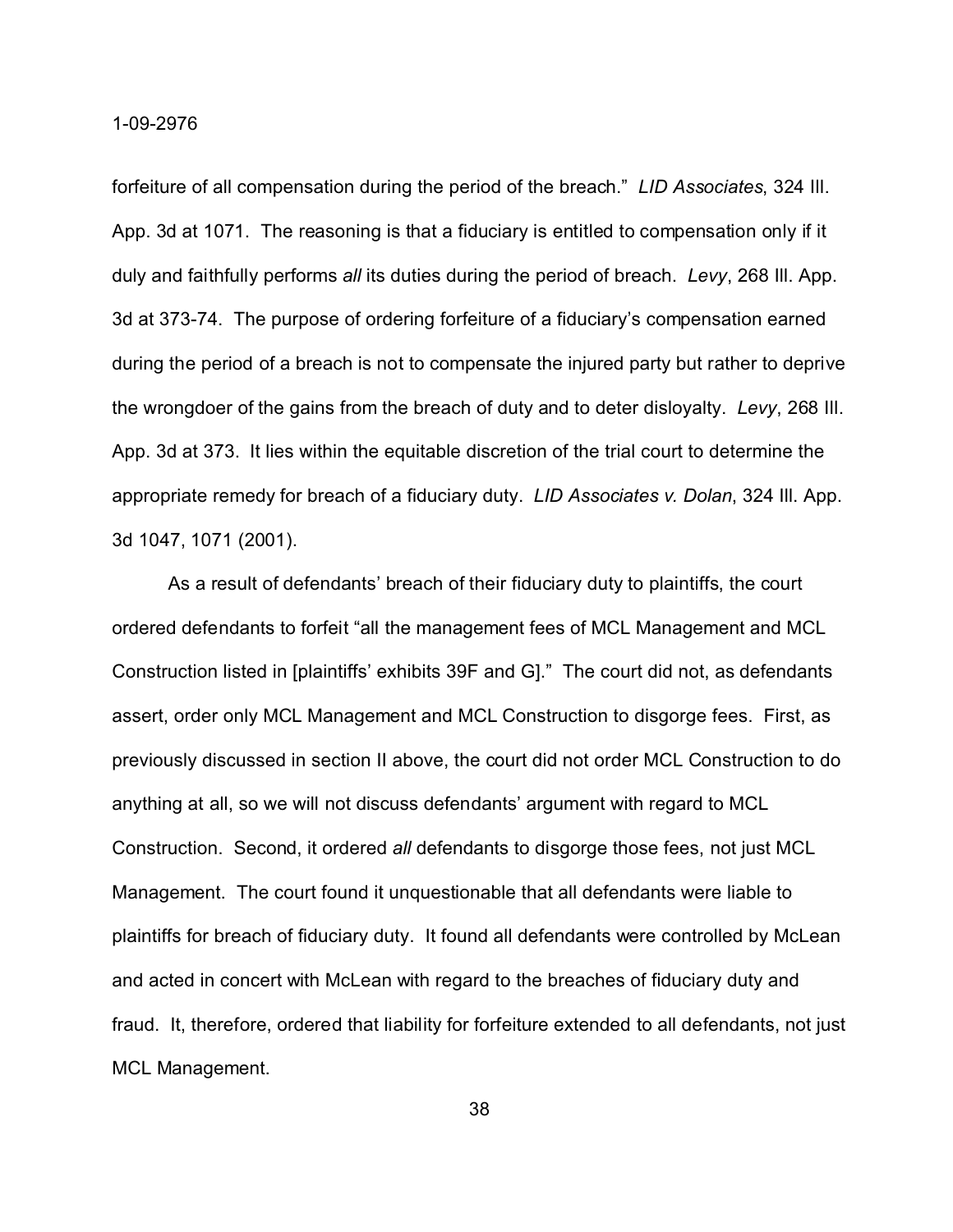forfeiture of all compensation during the period of the breach." *LID Associates*, 324 Ill. App. 3d at 1071. The reasoning is that a fiduciary is entitled to compensation only if it duly and faithfully performs *all* its duties during the period of breach. *Levy*, 268 Ill. App. 3d at 373-74. The purpose of ordering forfeiture of a fiduciary's compensation earned during the period of a breach is not to compensate the injured party but rather to deprive the wrongdoer of the gains from the breach of duty and to deter disloyalty. *Levy*, 268 Ill. App. 3d at 373. It lies within the equitable discretion of the trial court to determine the appropriate remedy for breach of a fiduciary duty. *LID Associates v. Dolan*, 324 Ill. App. 3d 1047, 1071 (2001).

As a result of defendants' breach of their fiduciary duty to plaintiffs, the court ordered defendants to forfeit "all the management fees of MCL Management and MCL Construction listed in [plaintiffs' exhibits 39F and G]." The court did not, as defendants assert, order only MCL Management and MCL Construction to disgorge fees. First, as previously discussed in section II above, the court did not order MCL Construction to do anything at all, so we will not discuss defendants' argument with regard to MCL Construction. Second, it ordered *all* defendants to disgorge those fees, not just MCL Management. The court found it unquestionable that all defendants were liable to plaintiffs for breach of fiduciary duty. It found all defendants were controlled by McLean and acted in concert with McLean with regard to the breaches of fiduciary duty and fraud. It, therefore, ordered that liability for forfeiture extended to all defendants, not just MCL Management.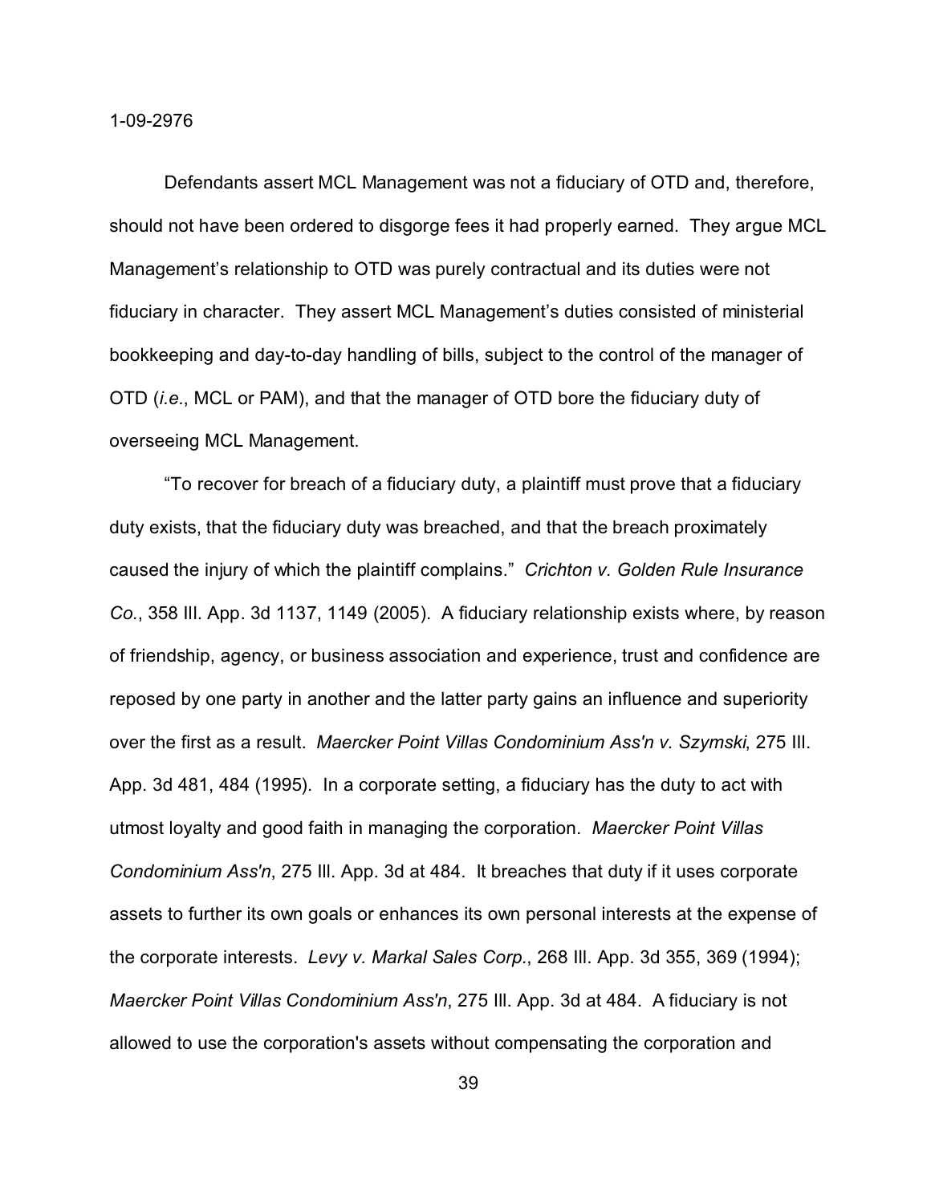Defendants assert MCL Management was not a fiduciary of OTD and, therefore, should not have been ordered to disgorge fees it had properly earned. They argue MCL Management's relationship to OTD was purely contractual and its duties were not fiduciary in character. They assert MCL Management's duties consisted of ministerial bookkeeping and day-to-day handling of bills, subject to the control of the manager of OTD (*i.e.*, MCL or PAM), and that the manager of OTD bore the fiduciary duty of overseeing MCL Management.

"To recover for breach of a fiduciary duty, a plaintiff must prove that a fiduciary duty exists, that the fiduciary duty was breached, and that the breach proximately caused the injury of which the plaintiff complains." *Crichton v. Golden Rule Insurance Co.*, 358 Ill. App. 3d 1137, 1149 (2005). A fiduciary relationship exists where, by reason of friendship, agency, or business association and experience, trust and confidence are reposed by one party in another and the latter party gains an influence and superiority over the first as a result. *Maercker Point Villas Condominium Ass'n v. Szymski*, 275 Ill. App. 3d 481, 484 (1995). In a corporate setting, a fiduciary has the duty to act with utmost loyalty and good faith in managing the corporation. *Maercker Point Villas Condominium Ass'n*, 275 Ill. App. 3d at 484. It breaches that duty if it uses corporate assets to further its own goals or enhances its own personal interests at the expense of the corporate interests. *Levy v. Markal Sales Corp.*, 268 Ill. App. 3d 355, 369 (1994); *Maercker Point Villas Condominium Ass'n*, 275 Ill. App. 3d at 484. A fiduciary is not allowed to use the corporation's assets without compensating the corporation and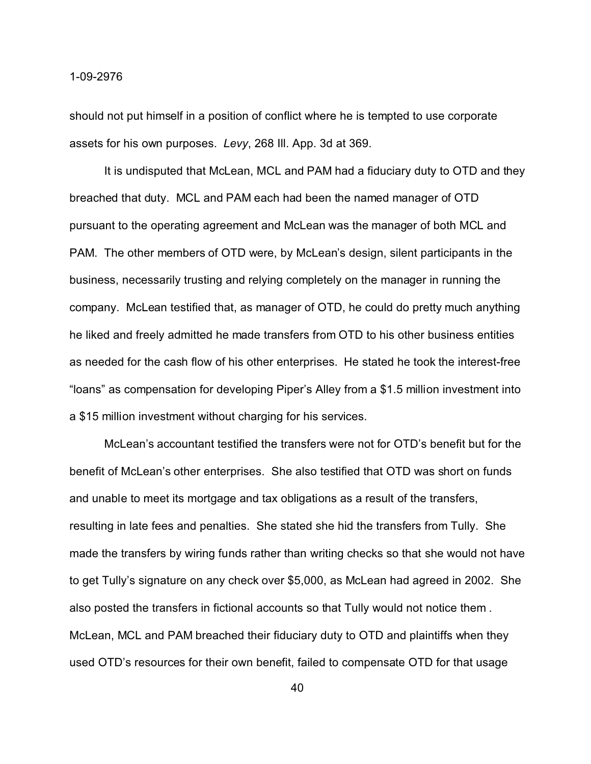should not put himself in a position of conflict where he is tempted to use corporate assets for his own purposes. *Levy*, 268 Ill. App. 3d at 369.

It is undisputed that McLean, MCL and PAM had a fiduciary duty to OTD and they breached that duty. MCL and PAM each had been the named manager of OTD pursuant to the operating agreement and McLean was the manager of both MCL and PAM. The other members of OTD were, by McLean's design, silent participants in the business, necessarily trusting and relying completely on the manager in running the company. McLean testified that, as manager of OTD, he could do pretty much anything he liked and freely admitted he made transfers from OTD to his other business entities as needed for the cash flow of his other enterprises. He stated he took the interest-free "loans" as compensation for developing Piper's Alley from a $1.5 million investment into a $15 million investment without charging for his services.

McLean's accountant testified the transfers were not for OTD's benefit but for the benefit of McLean's other enterprises. She also testified that OTD was short on funds and unable to meet its mortgage and tax obligations as a result of the transfers, resulting in late fees and penalties. She stated she hid the transfers from Tully. She made the transfers by wiring funds rather than writing checks so that she would not have to get Tully's signature on any check over $5,000, as McLean had agreed in 2002. She also posted the transfers in fictional accounts so that Tully would not notice them . McLean, MCL and PAM breached their fiduciary duty to OTD and plaintiffs when they used OTD's resources for their own benefit, failed to compensate OTD for that usage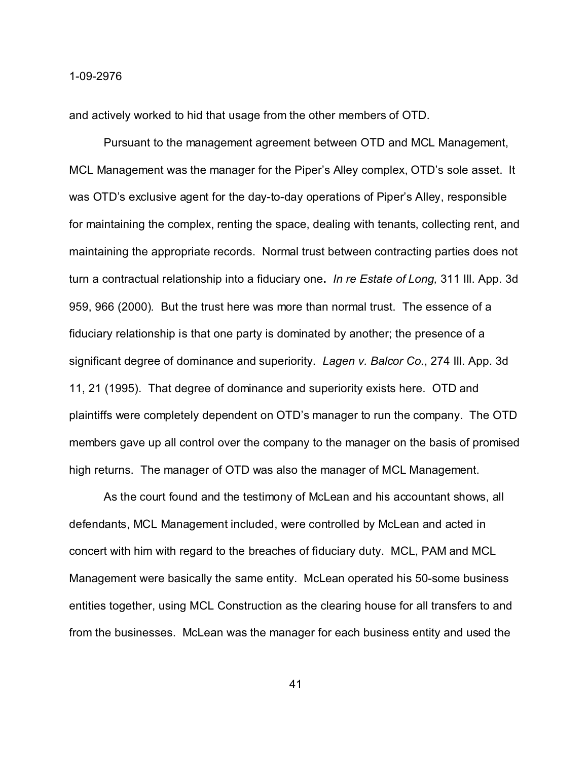and actively worked to hid that usage from the other members of OTD.

Pursuant to the management agreement between OTD and MCL Management, MCL Management was the manager for the Piper's Alley complex, OTD's sole asset. It was OTD's exclusive agent for the day-to-day operations of Piper's Alley, responsible for maintaining the complex, renting the space, dealing with tenants, collecting rent, and maintaining the appropriate records. Normal trust between contracting parties does not turn a contractual relationship into a fiduciary one**.** *In re Estate of Long,* 311 Ill. App. 3d 959, 966 (2000). But the trust here was more than normal trust. The essence of a fiduciary relationship is that one party is dominated by another; the presence of a significant degree of dominance and superiority. *Lagen v. Balcor Co.*, 274 Ill. App. 3d 11, 21 (1995). That degree of dominance and superiority exists here. OTD and plaintiffs were completely dependent on OTD's manager to run the company. The OTD members gave up all control over the company to the manager on the basis of promised high returns. The manager of OTD was also the manager of MCL Management.

As the court found and the testimony of McLean and his accountant shows, all defendants, MCL Management included, were controlled by McLean and acted in concert with him with regard to the breaches of fiduciary duty. MCL, PAM and MCL Management were basically the same entity. McLean operated his 50-some business entities together, using MCL Construction as the clearing house for all transfers to and from the businesses. McLean was the manager for each business entity and used the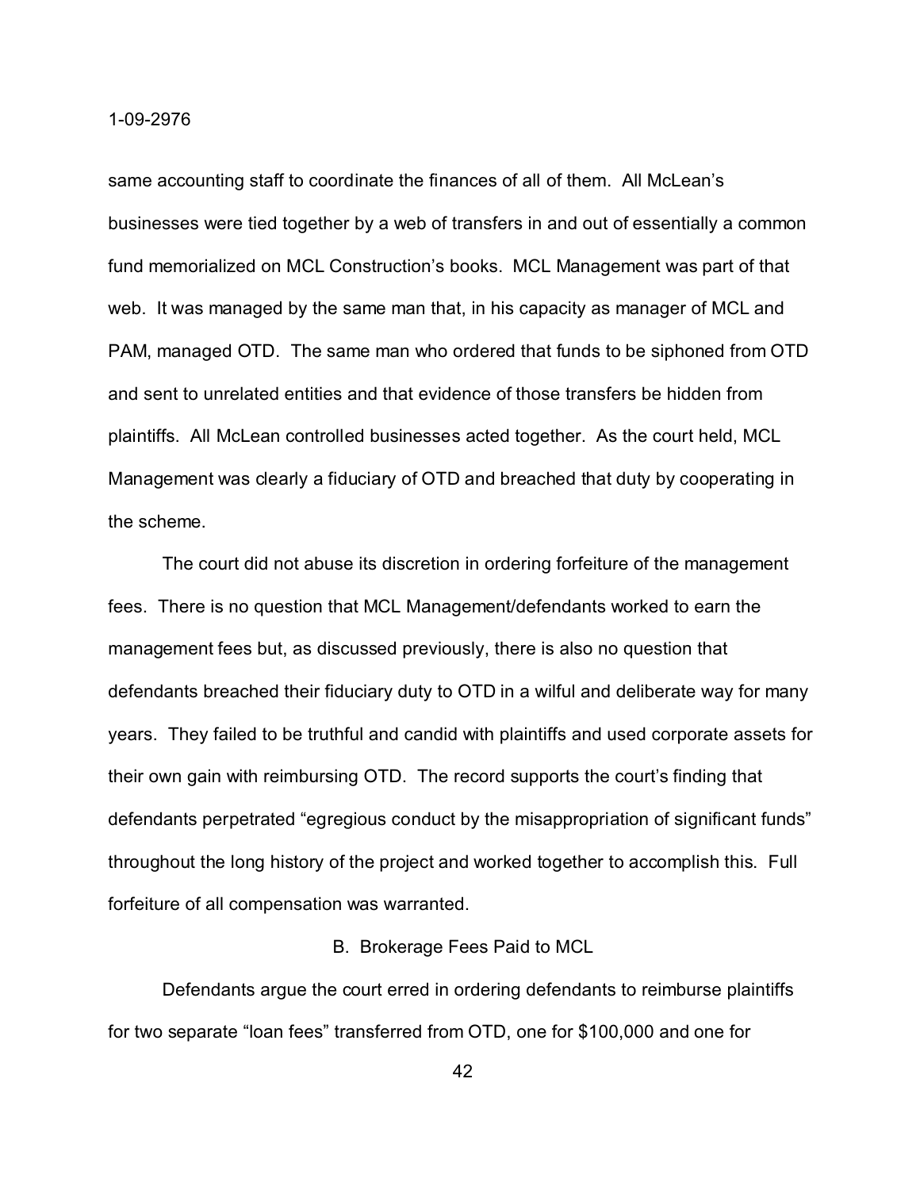same accounting staff to coordinate the finances of all of them. All McLean's businesses were tied together by a web of transfers in and out of essentially a common fund memorialized on MCL Construction's books. MCL Management was part of that web. It was managed by the same man that, in his capacity as manager of MCL and PAM, managed OTD. The same man who ordered that funds to be siphoned from OTD and sent to unrelated entities and that evidence of those transfers be hidden from plaintiffs. All McLean controlled businesses acted together. As the court held, MCL Management was clearly a fiduciary of OTD and breached that duty by cooperating in the scheme.

The court did not abuse its discretion in ordering forfeiture of the management fees. There is no question that MCL Management/defendants worked to earn the management fees but, as discussed previously, there is also no question that defendants breached their fiduciary duty to OTD in a wilful and deliberate way for many years. They failed to be truthful and candid with plaintiffs and used corporate assets for their own gain with reimbursing OTD. The record supports the court's finding that defendants perpetrated "egregious conduct by the misappropriation of significant funds" throughout the long history of the project and worked together to accomplish this. Full forfeiture of all compensation was warranted.

### B. Brokerage Fees Paid to MCL

Defendants argue the court erred in ordering defendants to reimburse plaintiffs for two separate "loan fees" transferred from OTD, one for $100,000 and one for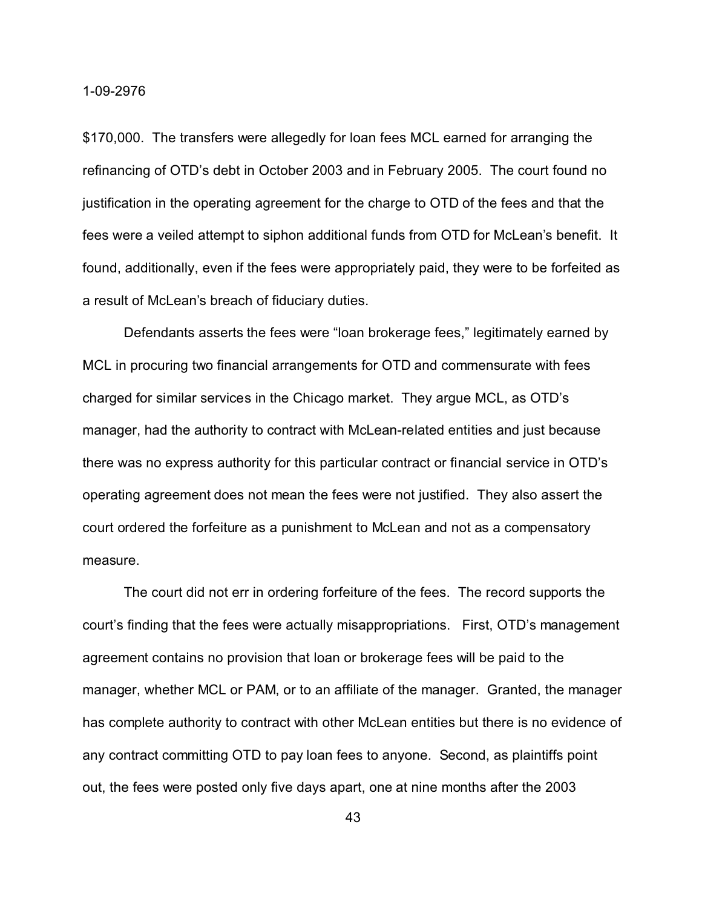$170,000. The transfers were allegedly for loan fees MCL earned for arranging the refinancing of OTD's debt in October 2003 and in February 2005. The court found no justification in the operating agreement for the charge to OTD of the fees and that the fees were a veiled attempt to siphon additional funds from OTD for McLean's benefit. It found, additionally, even if the fees were appropriately paid, they were to be forfeited as a result of McLean's breach of fiduciary duties.

Defendants asserts the fees were "loan brokerage fees," legitimately earned by MCL in procuring two financial arrangements for OTD and commensurate with fees charged for similar services in the Chicago market. They argue MCL, as OTD's manager, had the authority to contract with McLean-related entities and just because there was no express authority for this particular contract or financial service in OTD's operating agreement does not mean the fees were not justified. They also assert the court ordered the forfeiture as a punishment to McLean and not as a compensatory measure.

The court did not err in ordering forfeiture of the fees. The record supports the court's finding that the fees were actually misappropriations. First, OTD's management agreement contains no provision that loan or brokerage fees will be paid to the manager, whether MCL or PAM, or to an affiliate of the manager. Granted, the manager has complete authority to contract with other McLean entities but there is no evidence of any contract committing OTD to pay loan fees to anyone. Second, as plaintiffs point out, the fees were posted only five days apart, one at nine months after the 2003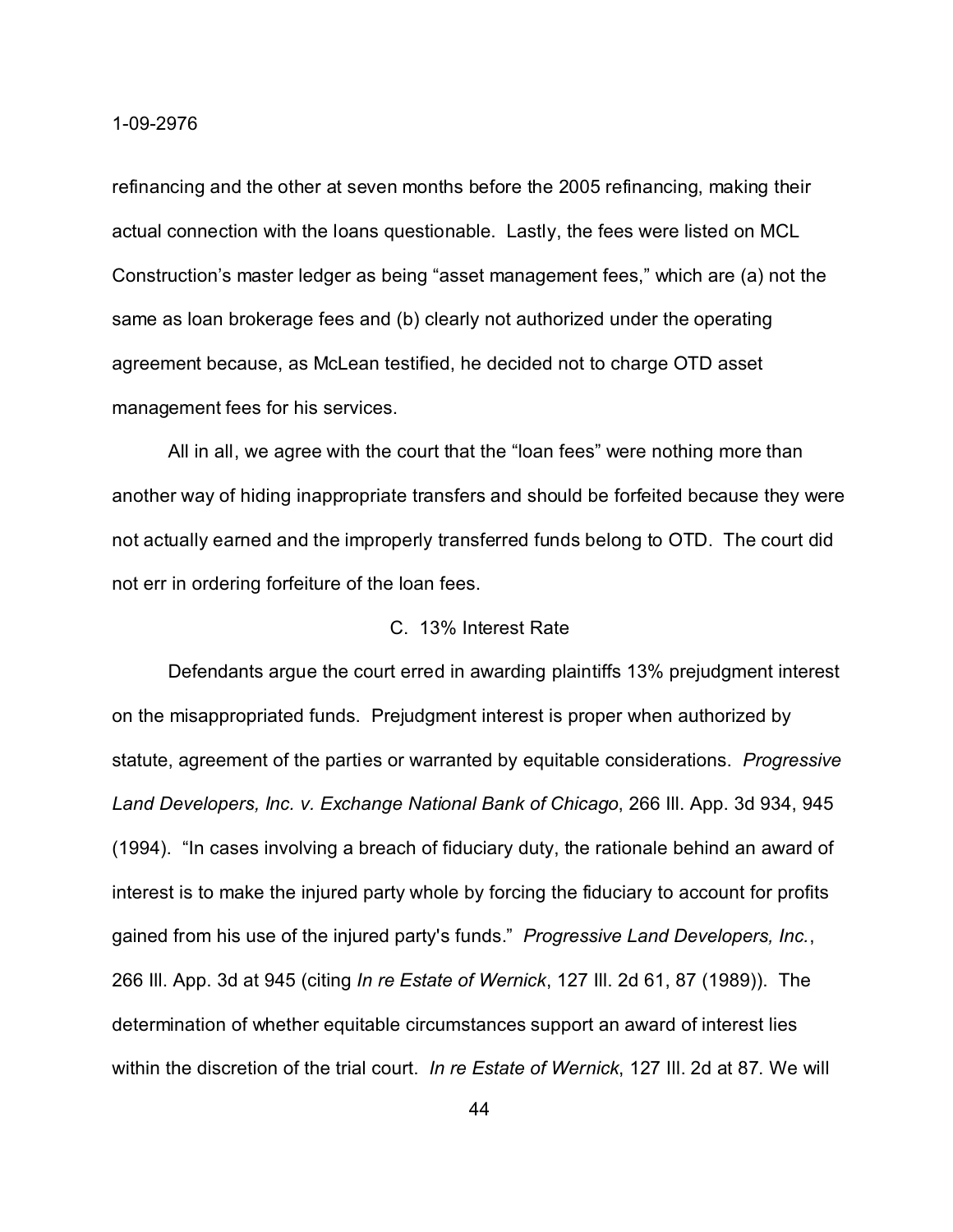refinancing and the other at seven months before the 2005 refinancing, making their actual connection with the loans questionable. Lastly, the fees were listed on MCL Construction's master ledger as being "asset management fees," which are (a) not the same as loan brokerage fees and (b) clearly not authorized under the operating agreement because, as McLean testified, he decided not to charge OTD asset management fees for his services.

All in all, we agree with the court that the "loan fees" were nothing more than another way of hiding inappropriate transfers and should be forfeited because they were not actually earned and the improperly transferred funds belong to OTD. The court did not err in ordering forfeiture of the loan fees.

C. 13% Interest Rate

Defendants argue the court erred in awarding plaintiffs 13% prejudgment interest on the misappropriated funds. Prejudgment interest is proper when authorized by statute, agreement of the parties or warranted by equitable considerations. *Progressive Land Developers, Inc. v. Exchange National Bank of Chicago*, 266 Ill. App. 3d 934, 945 (1994). "In cases involving a breach of fiduciary duty, the rationale behind an award of interest is to make the injured party whole by forcing the fiduciary to account for profits gained from his use of the injured party's funds." *Progressive Land Developers, Inc.*, 266 Ill. App. 3d at 945 (citing *In re Estate of Wernick*, 127 Ill. 2d 61, 87 (1989)). The determination of whether equitable circumstances support an award of interest lies within the discretion of the trial court. *In re Estate of Wernick*, 127 Ill. 2d at 87. We will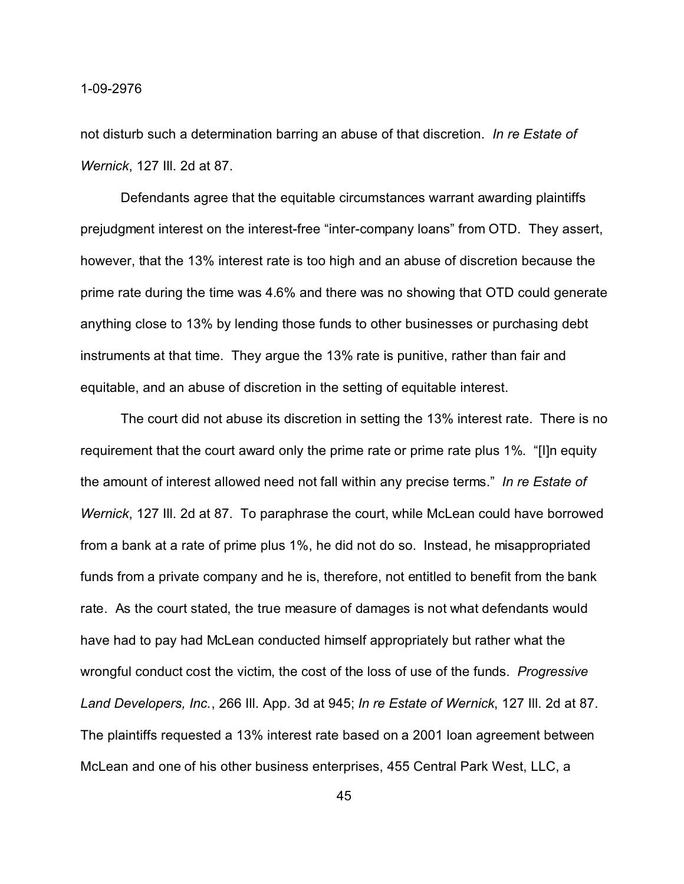not disturb such a determination barring an abuse of that discretion. *In re Estate of Wernick*, 127 Ill. 2d at 87.

Defendants agree that the equitable circumstances warrant awarding plaintiffs prejudgment interest on the interest-free "inter-company loans" from OTD. They assert, however, that the 13% interest rate is too high and an abuse of discretion because the prime rate during the time was 4.6% and there was no showing that OTD could generate anything close to 13% by lending those funds to other businesses or purchasing debt instruments at that time. They argue the 13% rate is punitive, rather than fair and equitable, and an abuse of discretion in the setting of equitable interest.

The court did not abuse its discretion in setting the 13% interest rate. There is no requirement that the court award only the prime rate or prime rate plus 1%. "[I]n equity the amount of interest allowed need not fall within any precise terms." *In re Estate of Wernick*, 127 Ill. 2d at 87. To paraphrase the court, while McLean could have borrowed from a bank at a rate of prime plus 1%, he did not do so. Instead, he misappropriated funds from a private company and he is, therefore, not entitled to benefit from the bank rate. As the court stated, the true measure of damages is not what defendants would have had to pay had McLean conducted himself appropriately but rather what the wrongful conduct cost the victim, the cost of the loss of use of the funds. *Progressive Land Developers, Inc.*, 266 Ill. App. 3d at 945; *In re Estate of Wernick*, 127 Ill. 2d at 87. The plaintiffs requested a 13% interest rate based on a 2001 loan agreement between McLean and one of his other business enterprises, 455 Central Park West, LLC, a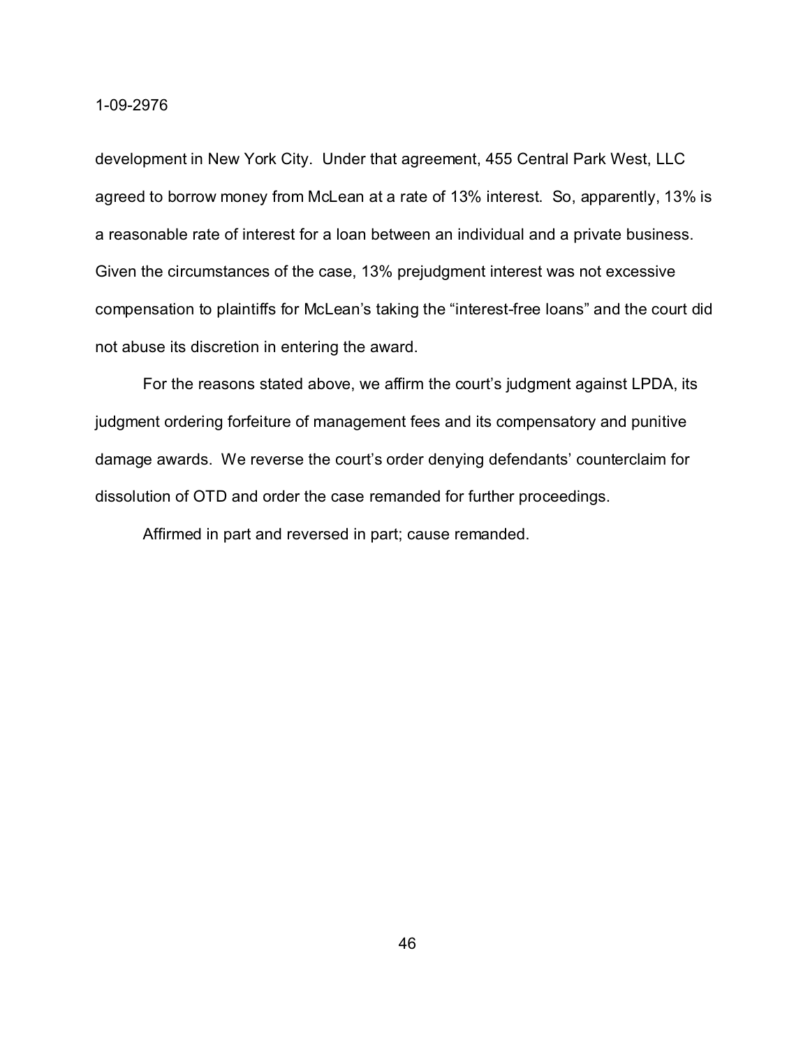development in New York City. Under that agreement, 455 Central Park West, LLC agreed to borrow money from McLean at a rate of 13% interest. So, apparently, 13% is a reasonable rate of interest for a loan between an individual and a private business. Given the circumstances of the case, 13% prejudgment interest was not excessive compensation to plaintiffs for McLean's taking the "interest-free loans" and the court did not abuse its discretion in entering the award.

For the reasons stated above, we affirm the court's judgment against LPDA, its judgment ordering forfeiture of management fees and its compensatory and punitive damage awards. We reverse the court's order denying defendants' counterclaim for dissolution of OTD and order the case remanded for further proceedings.

Affirmed in part and reversed in part; cause remanded.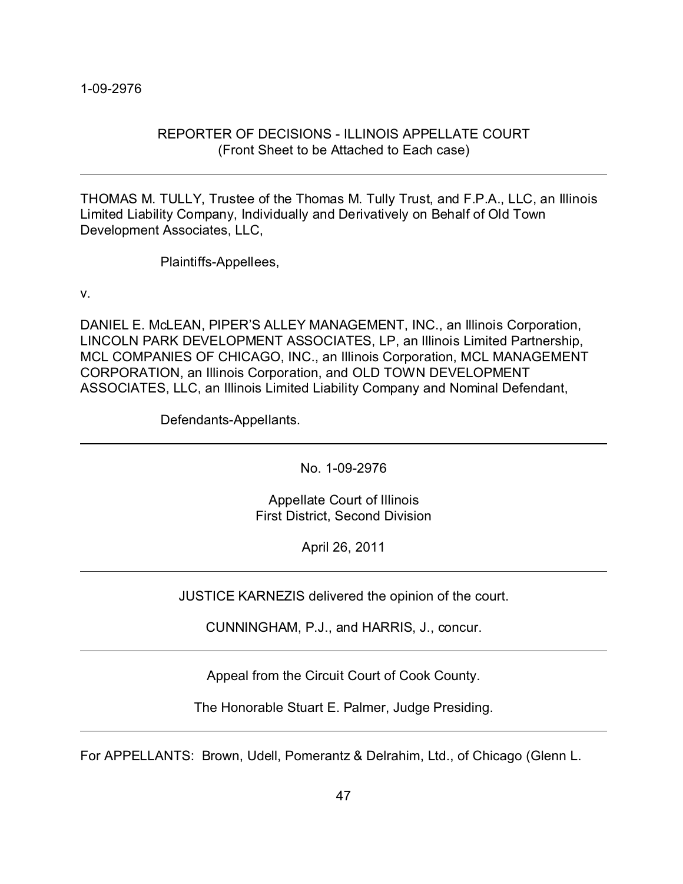1-09-2976

REPORTER OF DECISIONS - ILLINOIS APPELLATE COURT
(Front Sheet to be Attached to Each case)

---

THOMAS M. TULLY, Trustee of the Thomas M. Tully Trust, and F.P.A., LLC, an Illinois Limited Liability Company, Individually and Derivatively on Behalf of Old Town Development Associates, LLC,

Plaintiffs-Appellees,

v.

DANIEL E. McLEAN, PIPER'S ALLEY MANAGEMENT, INC., an Illinois Corporation, LINCOLN PARK DEVELOPMENT ASSOCIATES, LP, an Illinois Limited Partnership, MCL COMPANIES OF CHICAGO, INC., an Illinois Corporation, MCL MANAGEMENT CORPORATION, an Illinois Corporation, and OLD TOWN DEVELOPMENT ASSOCIATES, LLC, an Illinois Limited Liability Company and Nominal Defendant,

Defendants-Appellants.

---

No. 1-09-2976

Appellate Court of Illinois
First District, Second Division

April 26, 2011

---

JUSTICE KARNEZIS delivered the opinion of the court.

CUNNINGHAM, P.J., and HARRIS, J., concur.

---

Appeal from the Circuit Court of Cook County.

The Honorable Stuart E. Palmer, Judge Presiding.

---

For APPELLANTS: Brown, Udell, Pomerantz & Delrahim, Ltd., of Chicago (Glenn L.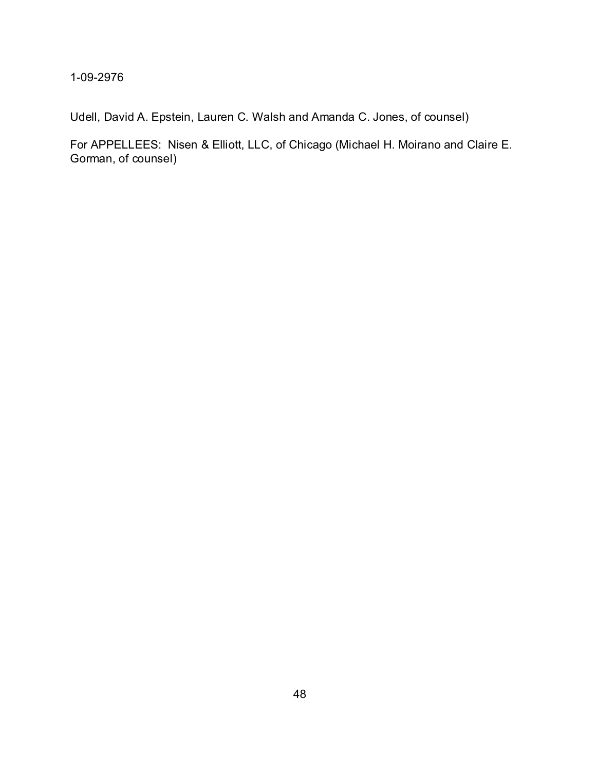Udell, David A. Epstein, Lauren C. Walsh and Amanda C. Jones, of counsel)

For APPELLEES: Nisen & Elliott, LLC, of Chicago (Michael H. Moirano and Claire E. Gorman, of counsel)